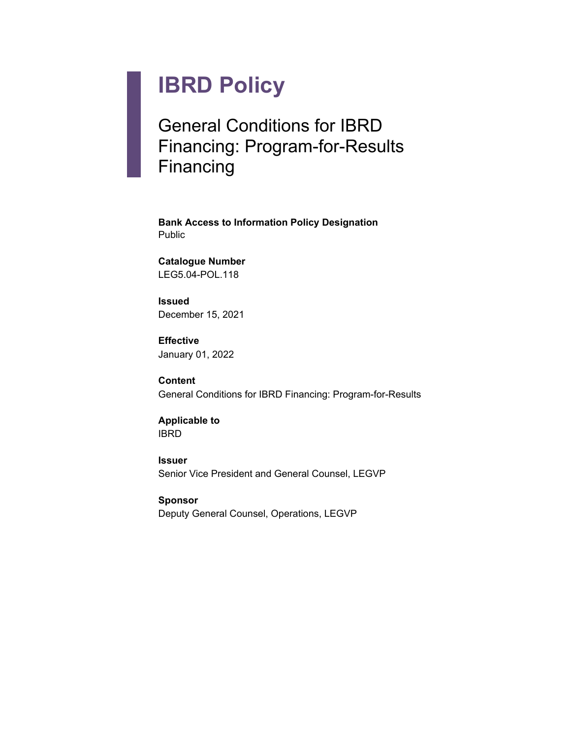# IBRD Policy

## General Conditions for IBRD Financing: Program-for-Results Financing

**Bank Access to Information Policy Designation**
Public

**Catalogue Number**
LEG5.04-POL.118

**Issued**
December 15, 2021

**Effective**
January 01, 2022

**Content**
General Conditions for IBRD Financing: Program-for-Results

**Applicable to**
IBRD

**Issuer**
Senior Vice President and General Counsel, LEGVP

**Sponsor**
Deputy General Counsel, Operations, LEGVP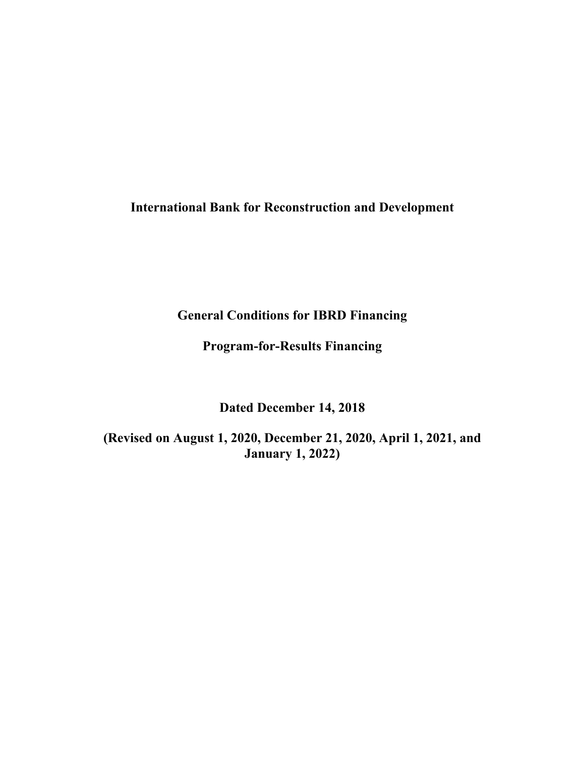**International Bank for Reconstruction and Development**

**General Conditions for IBRD Financing**

**Program-for-Results Financing**

**Dated December 14, 2018**

**(Revised on August 1, 2020, December 21, 2020, April 1, 2021, and January 1, 2022)**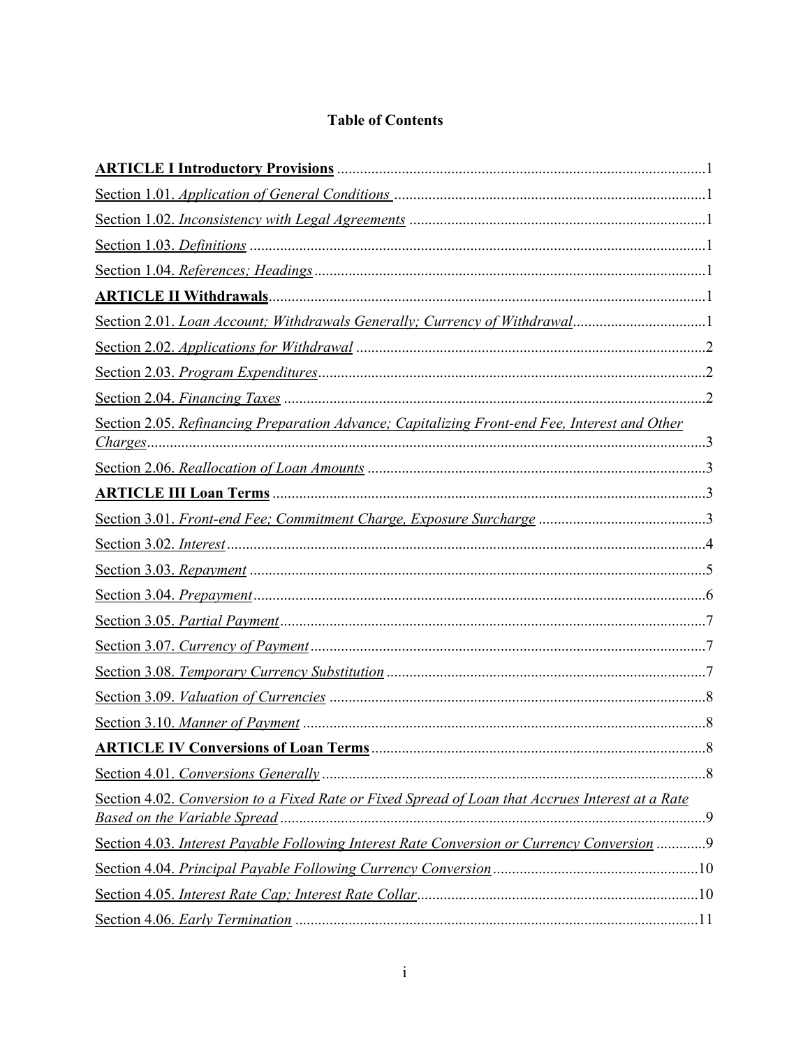# Table of Contents

**ARTICLE I Introductory Provisions** ....................................................1

Section 1.01. *Application of General Conditions* ....................................................1

Section 1.02. *Inconsistency with Legal Agreements* ....................................................1

Section 1.03. *Definitions* ....................................................1

Section 1.04. *References; Headings* ....................................................1

**ARTICLE II Withdrawals** ....................................................1

Section 2.01. *Loan Account; Withdrawals Generally; Currency of Withdrawal* ....................................................1

Section 2.02. *Applications for Withdrawal* ....................................................2

Section 2.03. *Program Expenditures* ....................................................2

Section 2.04. *Financing Taxes* ....................................................2

Section 2.05. *Refinancing Preparation Advance; Capitalizing Front-end Fee, Interest and Other Charges* ....................................................3

Section 2.06. *Reallocation of Loan Amounts* ....................................................3

**ARTICLE III Loan Terms** ....................................................3

Section 3.01. *Front-end Fee; Commitment Charge, Exposure Surcharge* ....................................................3

Section 3.02. *Interest* ....................................................4

Section 3.03. *Repayment* ....................................................5

Section 3.04. *Prepayment* ....................................................6

Section 3.05. *Partial Payment* ....................................................7

Section 3.07. *Currency of Payment* ....................................................7

Section 3.08. *Temporary Currency Substitution* ....................................................7

Section 3.09. *Valuation of Currencies* ....................................................8

Section 3.10. *Manner of Payment* ....................................................8

**ARTICLE IV Conversions of Loan Terms** ....................................................8

Section 4.01. *Conversions Generally* ....................................................8

Section 4.02. *Conversion to a Fixed Rate or Fixed Spread of Loan that Accrues Interest at a Rate Based on the Variable Spread* ....................................................9

Section 4.03. *Interest Payable Following Interest Rate Conversion or Currency Conversion* ....................................................9

Section 4.04. *Principal Payable Following Currency Conversion* ....................................................10

Section 4.05. *Interest Rate Cap; Interest Rate Collar* ....................................................10

Section 4.06. *Early Termination* ....................................................11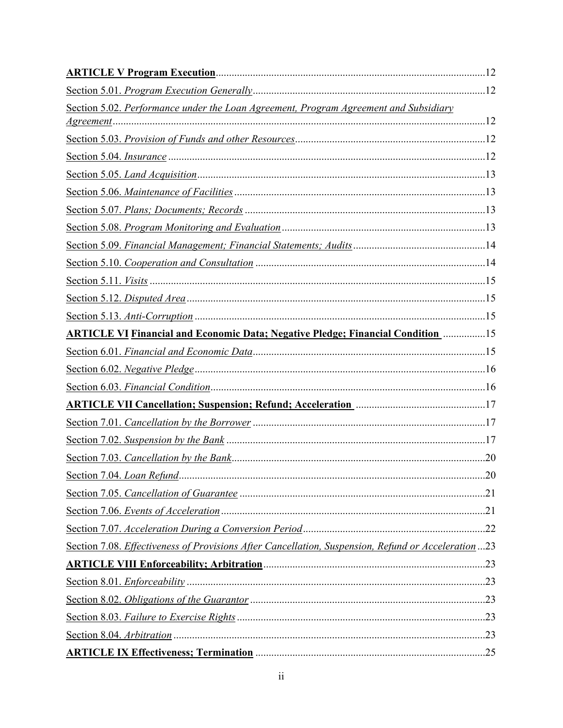**ARTICLE V Program Execution** .....12

Section 5.01. *Program Execution Generally* .....12

Section 5.02. *Performance under the Loan Agreement, Program Agreement and Subsidiary Agreement* .....12

Section 5.03. *Provision of Funds and other Resources* .....12

Section 5.04. *Insurance* .....12

Section 5.05. *Land Acquisition* .....13

Section 5.06. *Maintenance of Facilities* .....13

Section 5.07. *Plans; Documents; Records* .....13

Section 5.08. *Program Monitoring and Evaluation* .....13

Section 5.09. *Financial Management; Financial Statements; Audits* .....14

Section 5.10. *Cooperation and Consultation* .....14

Section 5.11. *Visits* .....15

Section 5.12. *Disputed Area* .....15

Section 5.13. *Anti-Corruption* .....15

**ARTICLE VI Financial and Economic Data; Negative Pledge; Financial Condition** .....15

Section 6.01. *Financial and Economic Data* .....15

Section 6.02. *Negative Pledge* .....16

Section 6.03. *Financial Condition* .....16

**ARTICLE VII Cancellation; Suspension; Refund; Acceleration** .....17

Section 7.01. *Cancellation by the Borrower* .....17

Section 7.02. *Suspension by the Bank* .....17

Section 7.03. *Cancellation by the Bank* .....20

Section 7.04. *Loan Refund* .....20

Section 7.05. *Cancellation of Guarantee* .....21

Section 7.06. *Events of Acceleration* .....21

Section 7.07. *Acceleration During a Conversion Period* .....22

Section 7.08. *Effectiveness of Provisions After Cancellation, Suspension, Refund or Acceleration* .....23

**ARTICLE VIII Enforceability; Arbitration** .....23

Section 8.01. *Enforceability* .....23

Section 8.02. *Obligations of the Guarantor* .....23

Section 8.03. *Failure to Exercise Rights* .....23

Section 8.04. *Arbitration* .....23

**ARTICLE IX Effectiveness; Termination** .....25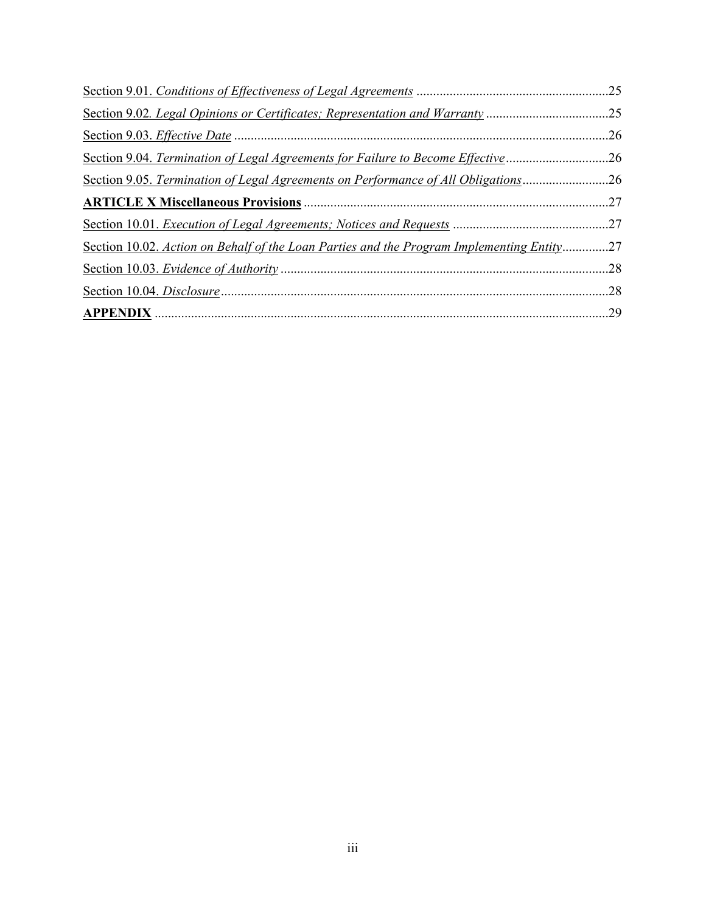Section 9.01. *Conditions of Effectiveness of Legal Agreements* ..........................................................25

Section 9.02. *Legal Opinions or Certificates; Representation and Warranty* .....................................25

Section 9.03. *Effective Date* ................................................................................................................26

Section 9.04. *Termination of Legal Agreements for Failure to Become Effective*...............................26

Section 9.05. *Termination of Legal Agreements on Performance of All Obligations*..........................26

**ARTICLE X Miscellaneous Provisions** ...........................................................................................27

Section 10.01. *Execution of Legal Agreements; Notices and Requests* ...............................................27

Section 10.02. *Action on Behalf of the Loan Parties and the Program Implementing Entity*..............27

Section 10.03. *Evidence of Authority* ..................................................................................................28

Section 10.04. *Disclosure*....................................................................................................................28

**APPENDIX** .......................................................................................................................................29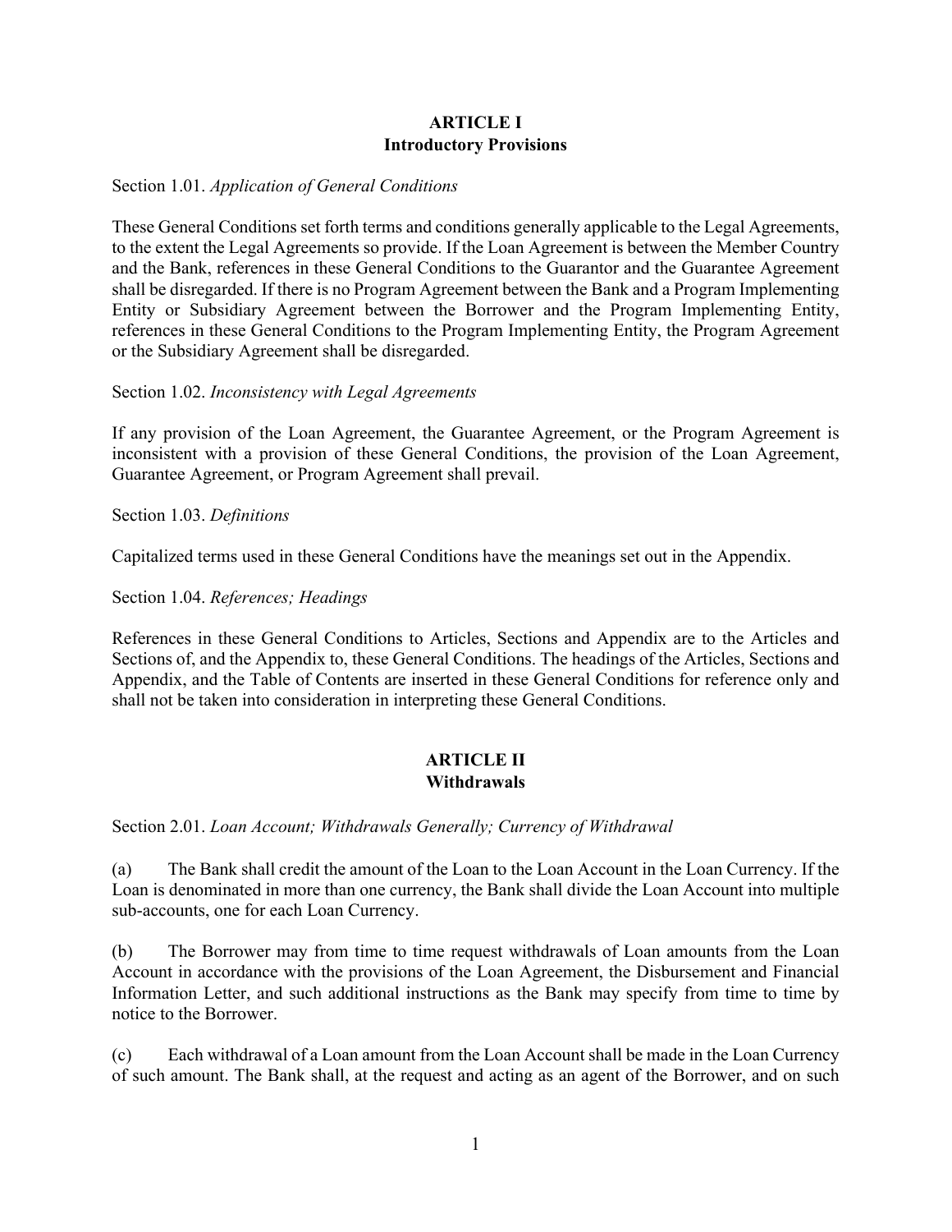## ARTICLE I
## Introductory Provisions

Section 1.01. *Application of General Conditions*

These General Conditions set forth terms and conditions generally applicable to the Legal Agreements, to the extent the Legal Agreements so provide. If the Loan Agreement is between the Member Country and the Bank, references in these General Conditions to the Guarantor and the Guarantee Agreement shall be disregarded. If there is no Program Agreement between the Bank and a Program Implementing Entity or Subsidiary Agreement between the Borrower and the Program Implementing Entity, references in these General Conditions to the Program Implementing Entity, the Program Agreement or the Subsidiary Agreement shall be disregarded.

Section 1.02. *Inconsistency with Legal Agreements*

If any provision of the Loan Agreement, the Guarantee Agreement, or the Program Agreement is inconsistent with a provision of these General Conditions, the provision of the Loan Agreement, Guarantee Agreement, or Program Agreement shall prevail.

Section 1.03. *Definitions*

Capitalized terms used in these General Conditions have the meanings set out in the Appendix.

Section 1.04. *References; Headings*

References in these General Conditions to Articles, Sections and Appendix are to the Articles and Sections of, and the Appendix to, these General Conditions. The headings of the Articles, Sections and Appendix, and the Table of Contents are inserted in these General Conditions for reference only and shall not be taken into consideration in interpreting these General Conditions.

## ARTICLE II
## Withdrawals

Section 2.01. *Loan Account; Withdrawals Generally; Currency of Withdrawal*

(a) The Bank shall credit the amount of the Loan to the Loan Account in the Loan Currency. If the Loan is denominated in more than one currency, the Bank shall divide the Loan Account into multiple sub-accounts, one for each Loan Currency.

(b) The Borrower may from time to time request withdrawals of Loan amounts from the Loan Account in accordance with the provisions of the Loan Agreement, the Disbursement and Financial Information Letter, and such additional instructions as the Bank may specify from time to time by notice to the Borrower.

(c) Each withdrawal of a Loan amount from the Loan Account shall be made in the Loan Currency of such amount. The Bank shall, at the request and acting as an agent of the Borrower, and on such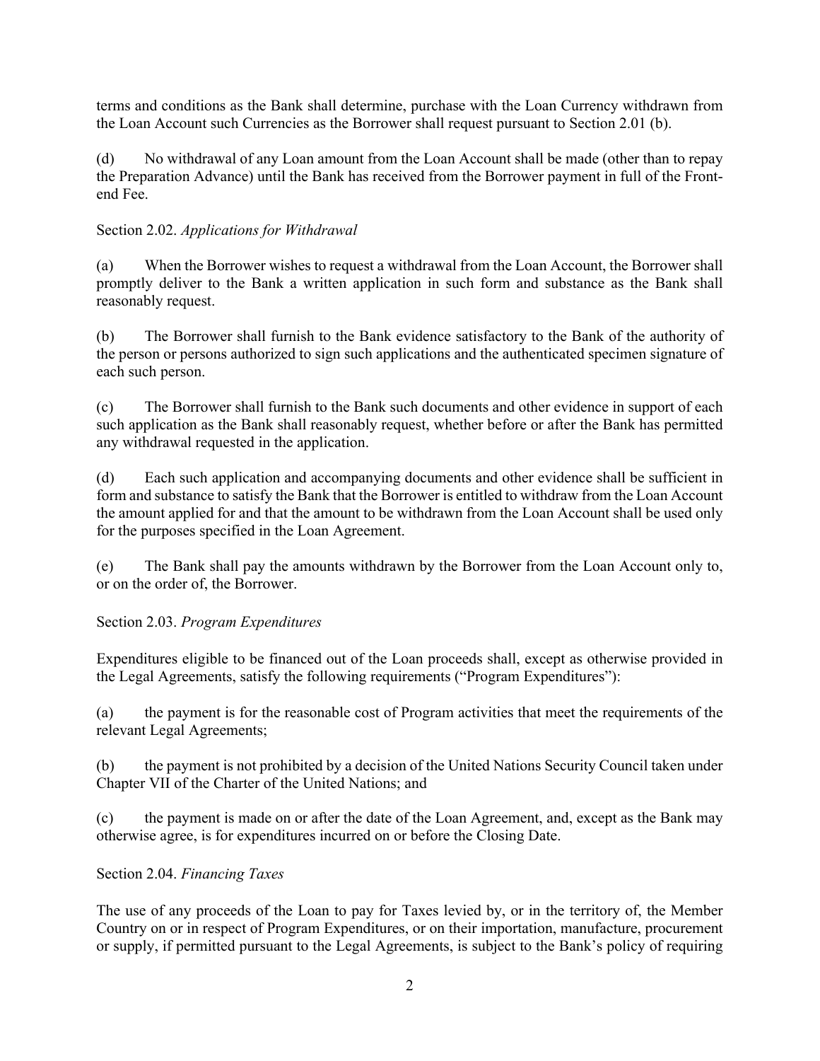terms and conditions as the Bank shall determine, purchase with the Loan Currency withdrawn from the Loan Account such Currencies as the Borrower shall request pursuant to Section 2.01 (b).

(d) No withdrawal of any Loan amount from the Loan Account shall be made (other than to repay the Preparation Advance) until the Bank has received from the Borrower payment in full of the Front-end Fee.

Section 2.02. *Applications for Withdrawal*

(a) When the Borrower wishes to request a withdrawal from the Loan Account, the Borrower shall promptly deliver to the Bank a written application in such form and substance as the Bank shall reasonably request.

(b) The Borrower shall furnish to the Bank evidence satisfactory to the Bank of the authority of the person or persons authorized to sign such applications and the authenticated specimen signature of each such person.

(c) The Borrower shall furnish to the Bank such documents and other evidence in support of each such application as the Bank shall reasonably request, whether before or after the Bank has permitted any withdrawal requested in the application.

(d) Each such application and accompanying documents and other evidence shall be sufficient in form and substance to satisfy the Bank that the Borrower is entitled to withdraw from the Loan Account the amount applied for and that the amount to be withdrawn from the Loan Account shall be used only for the purposes specified in the Loan Agreement.

(e) The Bank shall pay the amounts withdrawn by the Borrower from the Loan Account only to, or on the order of, the Borrower.

Section 2.03. *Program Expenditures*

Expenditures eligible to be financed out of the Loan proceeds shall, except as otherwise provided in the Legal Agreements, satisfy the following requirements ("Program Expenditures"):

(a) the payment is for the reasonable cost of Program activities that meet the requirements of the relevant Legal Agreements;

(b) the payment is not prohibited by a decision of the United Nations Security Council taken under Chapter VII of the Charter of the United Nations; and

(c) the payment is made on or after the date of the Loan Agreement, and, except as the Bank may otherwise agree, is for expenditures incurred on or before the Closing Date.

Section 2.04. *Financing Taxes*

The use of any proceeds of the Loan to pay for Taxes levied by, or in the territory of, the Member Country on or in respect of Program Expenditures, or on their importation, manufacture, procurement or supply, if permitted pursuant to the Legal Agreements, is subject to the Bank's policy of requiring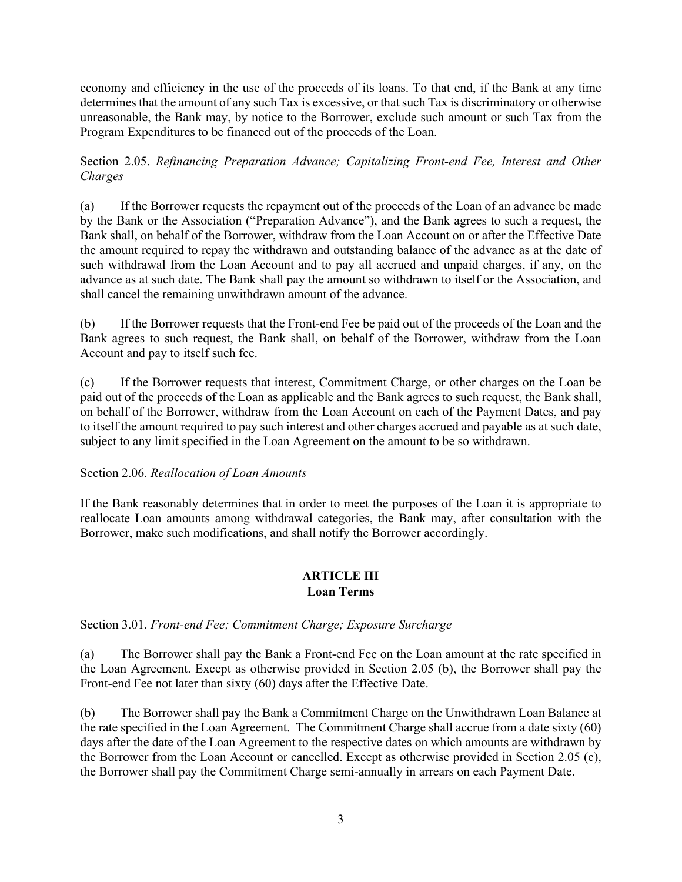economy and efficiency in the use of the proceeds of its loans. To that end, if the Bank at any time determines that the amount of any such Tax is excessive, or that such Tax is discriminatory or otherwise unreasonable, the Bank may, by notice to the Borrower, exclude such amount or such Tax from the Program Expenditures to be financed out of the proceeds of the Loan.

Section 2.05. *Refinancing Preparation Advance; Capitalizing Front-end Fee, Interest and Other Charges*

(a) If the Borrower requests the repayment out of the proceeds of the Loan of an advance be made by the Bank or the Association ("Preparation Advance"), and the Bank agrees to such a request, the Bank shall, on behalf of the Borrower, withdraw from the Loan Account on or after the Effective Date the amount required to repay the withdrawn and outstanding balance of the advance as at the date of such withdrawal from the Loan Account and to pay all accrued and unpaid charges, if any, on the advance as at such date. The Bank shall pay the amount so withdrawn to itself or the Association, and shall cancel the remaining unwithdrawn amount of the advance.

(b) If the Borrower requests that the Front-end Fee be paid out of the proceeds of the Loan and the Bank agrees to such request, the Bank shall, on behalf of the Borrower, withdraw from the Loan Account and pay to itself such fee.

(c) If the Borrower requests that interest, Commitment Charge, or other charges on the Loan be paid out of the proceeds of the Loan as applicable and the Bank agrees to such request, the Bank shall, on behalf of the Borrower, withdraw from the Loan Account on each of the Payment Dates, and pay to itself the amount required to pay such interest and other charges accrued and payable as at such date, subject to any limit specified in the Loan Agreement on the amount to be so withdrawn.

Section 2.06. *Reallocation of Loan Amounts*

If the Bank reasonably determines that in order to meet the purposes of the Loan it is appropriate to reallocate Loan amounts among withdrawal categories, the Bank may, after consultation with the Borrower, make such modifications, and shall notify the Borrower accordingly.

## ARTICLE III
## Loan Terms

Section 3.01. *Front-end Fee; Commitment Charge; Exposure Surcharge*

(a) The Borrower shall pay the Bank a Front-end Fee on the Loan amount at the rate specified in the Loan Agreement. Except as otherwise provided in Section 2.05 (b), the Borrower shall pay the Front-end Fee not later than sixty (60) days after the Effective Date.

(b) The Borrower shall pay the Bank a Commitment Charge on the Unwithdrawn Loan Balance at the rate specified in the Loan Agreement. The Commitment Charge shall accrue from a date sixty (60) days after the date of the Loan Agreement to the respective dates on which amounts are withdrawn by the Borrower from the Loan Account or cancelled. Except as otherwise provided in Section 2.05 (c), the Borrower shall pay the Commitment Charge semi-annually in arrears on each Payment Date.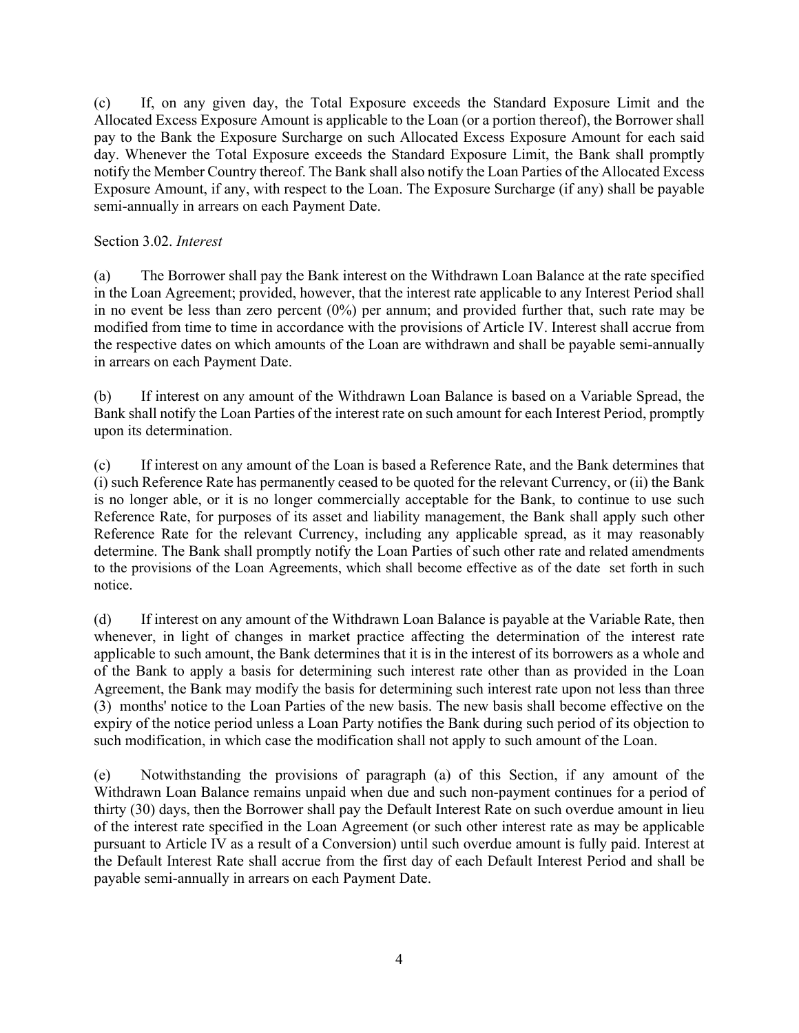(c) If, on any given day, the Total Exposure exceeds the Standard Exposure Limit and the Allocated Excess Exposure Amount is applicable to the Loan (or a portion thereof), the Borrower shall pay to the Bank the Exposure Surcharge on such Allocated Excess Exposure Amount for each said day. Whenever the Total Exposure exceeds the Standard Exposure Limit, the Bank shall promptly notify the Member Country thereof. The Bank shall also notify the Loan Parties of the Allocated Excess Exposure Amount, if any, with respect to the Loan. The Exposure Surcharge (if any) shall be payable semi-annually in arrears on each Payment Date.

Section 3.02. *Interest*

(a) The Borrower shall pay the Bank interest on the Withdrawn Loan Balance at the rate specified in the Loan Agreement; provided, however, that the interest rate applicable to any Interest Period shall in no event be less than zero percent (0%) per annum; and provided further that, such rate may be modified from time to time in accordance with the provisions of Article IV. Interest shall accrue from the respective dates on which amounts of the Loan are withdrawn and shall be payable semi-annually in arrears on each Payment Date.

(b) If interest on any amount of the Withdrawn Loan Balance is based on a Variable Spread, the Bank shall notify the Loan Parties of the interest rate on such amount for each Interest Period, promptly upon its determination.

(c) If interest on any amount of the Loan is based a Reference Rate, and the Bank determines that (i) such Reference Rate has permanently ceased to be quoted for the relevant Currency, or (ii) the Bank is no longer able, or it is no longer commercially acceptable for the Bank, to continue to use such Reference Rate, for purposes of its asset and liability management, the Bank shall apply such other Reference Rate for the relevant Currency, including any applicable spread, as it may reasonably determine. The Bank shall promptly notify the Loan Parties of such other rate and related amendments to the provisions of the Loan Agreements, which shall become effective as of the date set forth in such notice.

(d) If interest on any amount of the Withdrawn Loan Balance is payable at the Variable Rate, then whenever, in light of changes in market practice affecting the determination of the interest rate applicable to such amount, the Bank determines that it is in the interest of its borrowers as a whole and of the Bank to apply a basis for determining such interest rate other than as provided in the Loan Agreement, the Bank may modify the basis for determining such interest rate upon not less than three (3) months' notice to the Loan Parties of the new basis. The new basis shall become effective on the expiry of the notice period unless a Loan Party notifies the Bank during such period of its objection to such modification, in which case the modification shall not apply to such amount of the Loan.

(e) Notwithstanding the provisions of paragraph (a) of this Section, if any amount of the Withdrawn Loan Balance remains unpaid when due and such non-payment continues for a period of thirty (30) days, then the Borrower shall pay the Default Interest Rate on such overdue amount in lieu of the interest rate specified in the Loan Agreement (or such other interest rate as may be applicable pursuant to Article IV as a result of a Conversion) until such overdue amount is fully paid. Interest at the Default Interest Rate shall accrue from the first day of each Default Interest Period and shall be payable semi-annually in arrears on each Payment Date.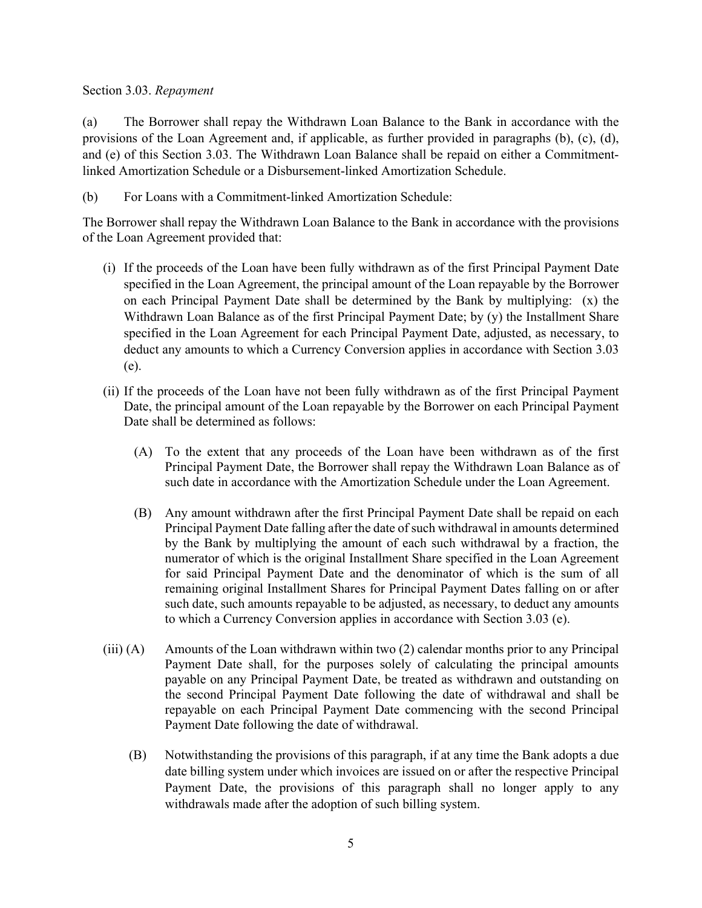Section 3.03. *Repayment*

(a) The Borrower shall repay the Withdrawn Loan Balance to the Bank in accordance with the provisions of the Loan Agreement and, if applicable, as further provided in paragraphs (b), (c), (d), and (e) of this Section 3.03. The Withdrawn Loan Balance shall be repaid on either a Commitment-linked Amortization Schedule or a Disbursement-linked Amortization Schedule.

(b) For Loans with a Commitment-linked Amortization Schedule:

The Borrower shall repay the Withdrawn Loan Balance to the Bank in accordance with the provisions of the Loan Agreement provided that:

(i) If the proceeds of the Loan have been fully withdrawn as of the first Principal Payment Date specified in the Loan Agreement, the principal amount of the Loan repayable by the Borrower on each Principal Payment Date shall be determined by the Bank by multiplying: (x) the Withdrawn Loan Balance as of the first Principal Payment Date; by (y) the Installment Share specified in the Loan Agreement for each Principal Payment Date, adjusted, as necessary, to deduct any amounts to which a Currency Conversion applies in accordance with Section 3.03 (e).

(ii) If the proceeds of the Loan have not been fully withdrawn as of the first Principal Payment Date, the principal amount of the Loan repayable by the Borrower on each Principal Payment Date shall be determined as follows:

(A) To the extent that any proceeds of the Loan have been withdrawn as of the first Principal Payment Date, the Borrower shall repay the Withdrawn Loan Balance as of such date in accordance with the Amortization Schedule under the Loan Agreement.

(B) Any amount withdrawn after the first Principal Payment Date shall be repaid on each Principal Payment Date falling after the date of such withdrawal in amounts determined by the Bank by multiplying the amount of each such withdrawal by a fraction, the numerator of which is the original Installment Share specified in the Loan Agreement for said Principal Payment Date and the denominator of which is the sum of all remaining original Installment Shares for Principal Payment Dates falling on or after such date, such amounts repayable to be adjusted, as necessary, to deduct any amounts to which a Currency Conversion applies in accordance with Section 3.03 (e).

(iii) (A) Amounts of the Loan withdrawn within two (2) calendar months prior to any Principal Payment Date shall, for the purposes solely of calculating the principal amounts payable on any Principal Payment Date, be treated as withdrawn and outstanding on the second Principal Payment Date following the date of withdrawal and shall be repayable on each Principal Payment Date commencing with the second Principal Payment Date following the date of withdrawal.

(B) Notwithstanding the provisions of this paragraph, if at any time the Bank adopts a due date billing system under which invoices are issued on or after the respective Principal Payment Date, the provisions of this paragraph shall no longer apply to any withdrawals made after the adoption of such billing system.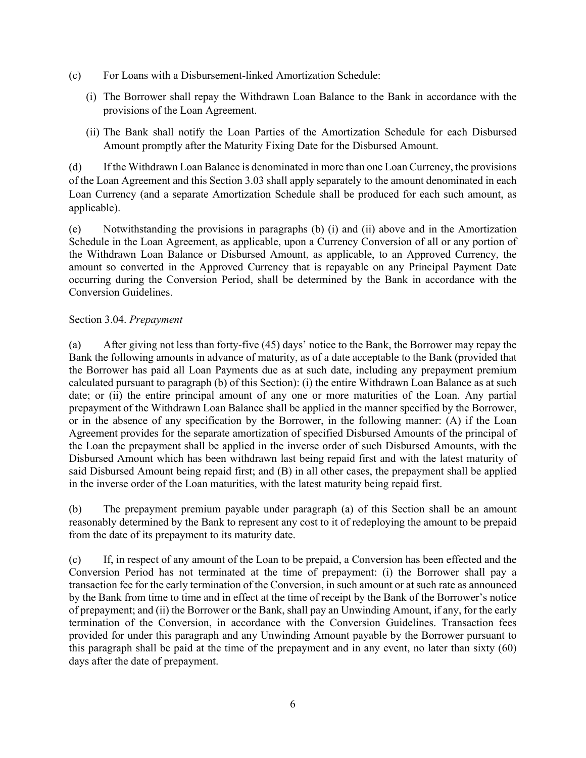(c) For Loans with a Disbursement-linked Amortization Schedule:

(i) The Borrower shall repay the Withdrawn Loan Balance to the Bank in accordance with the provisions of the Loan Agreement.

(ii) The Bank shall notify the Loan Parties of the Amortization Schedule for each Disbursed Amount promptly after the Maturity Fixing Date for the Disbursed Amount.

(d) If the Withdrawn Loan Balance is denominated in more than one Loan Currency, the provisions of the Loan Agreement and this Section 3.03 shall apply separately to the amount denominated in each Loan Currency (and a separate Amortization Schedule shall be produced for each such amount, as applicable).

(e) Notwithstanding the provisions in paragraphs (b) (i) and (ii) above and in the Amortization Schedule in the Loan Agreement, as applicable, upon a Currency Conversion of all or any portion of the Withdrawn Loan Balance or Disbursed Amount, as applicable, to an Approved Currency, the amount so converted in the Approved Currency that is repayable on any Principal Payment Date occurring during the Conversion Period, shall be determined by the Bank in accordance with the Conversion Guidelines.

Section 3.04. *Prepayment*

(a) After giving not less than forty-five (45) days' notice to the Bank, the Borrower may repay the Bank the following amounts in advance of maturity, as of a date acceptable to the Bank (provided that the Borrower has paid all Loan Payments due as at such date, including any prepayment premium calculated pursuant to paragraph (b) of this Section): (i) the entire Withdrawn Loan Balance as at such date; or (ii) the entire principal amount of any one or more maturities of the Loan. Any partial prepayment of the Withdrawn Loan Balance shall be applied in the manner specified by the Borrower, or in the absence of any specification by the Borrower, in the following manner: (A) if the Loan Agreement provides for the separate amortization of specified Disbursed Amounts of the principal of the Loan the prepayment shall be applied in the inverse order of such Disbursed Amounts, with the Disbursed Amount which has been withdrawn last being repaid first and with the latest maturity of said Disbursed Amount being repaid first; and (B) in all other cases, the prepayment shall be applied in the inverse order of the Loan maturities, with the latest maturity being repaid first.

(b) The prepayment premium payable under paragraph (a) of this Section shall be an amount reasonably determined by the Bank to represent any cost to it of redeploying the amount to be prepaid from the date of its prepayment to its maturity date.

(c) If, in respect of any amount of the Loan to be prepaid, a Conversion has been effected and the Conversion Period has not terminated at the time of prepayment: (i) the Borrower shall pay a transaction fee for the early termination of the Conversion, in such amount or at such rate as announced by the Bank from time to time and in effect at the time of receipt by the Bank of the Borrower's notice of prepayment; and (ii) the Borrower or the Bank, shall pay an Unwinding Amount, if any, for the early termination of the Conversion, in accordance with the Conversion Guidelines. Transaction fees provided for under this paragraph and any Unwinding Amount payable by the Borrower pursuant to this paragraph shall be paid at the time of the prepayment and in any event, no later than sixty (60) days after the date of prepayment.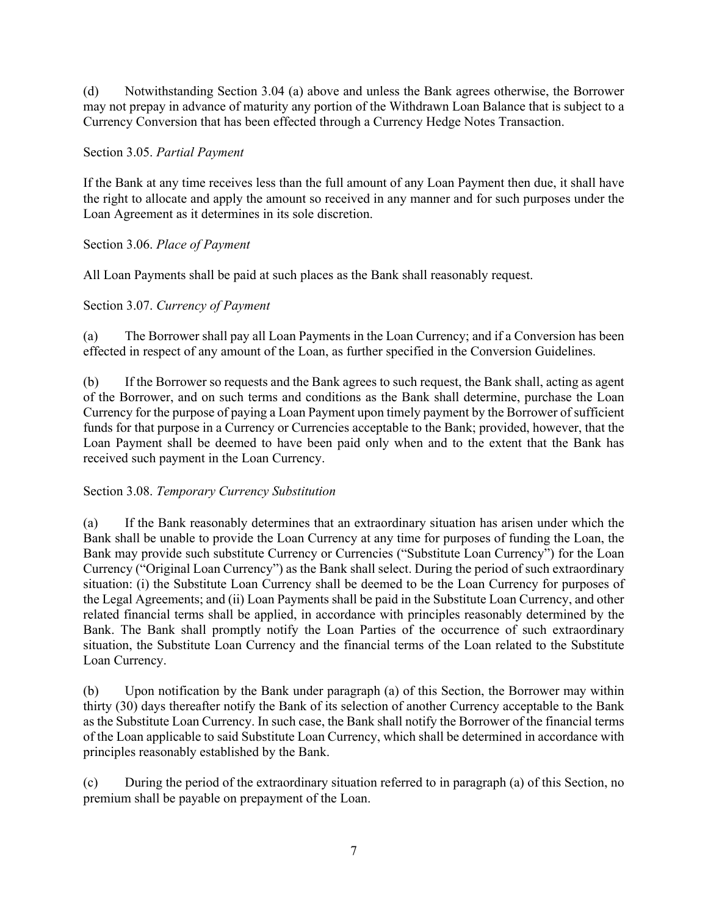(d) Notwithstanding Section 3.04 (a) above and unless the Bank agrees otherwise, the Borrower may not prepay in advance of maturity any portion of the Withdrawn Loan Balance that is subject to a Currency Conversion that has been effected through a Currency Hedge Notes Transaction.

Section 3.05. *Partial Payment*

If the Bank at any time receives less than the full amount of any Loan Payment then due, it shall have the right to allocate and apply the amount so received in any manner and for such purposes under the Loan Agreement as it determines in its sole discretion.

Section 3.06. *Place of Payment*

All Loan Payments shall be paid at such places as the Bank shall reasonably request.

Section 3.07. *Currency of Payment*

(a) The Borrower shall pay all Loan Payments in the Loan Currency; and if a Conversion has been effected in respect of any amount of the Loan, as further specified in the Conversion Guidelines.

(b) If the Borrower so requests and the Bank agrees to such request, the Bank shall, acting as agent of the Borrower, and on such terms and conditions as the Bank shall determine, purchase the Loan Currency for the purpose of paying a Loan Payment upon timely payment by the Borrower of sufficient funds for that purpose in a Currency or Currencies acceptable to the Bank; provided, however, that the Loan Payment shall be deemed to have been paid only when and to the extent that the Bank has received such payment in the Loan Currency.

Section 3.08. *Temporary Currency Substitution*

(a) If the Bank reasonably determines that an extraordinary situation has arisen under which the Bank shall be unable to provide the Loan Currency at any time for purposes of funding the Loan, the Bank may provide such substitute Currency or Currencies ("Substitute Loan Currency") for the Loan Currency ("Original Loan Currency") as the Bank shall select. During the period of such extraordinary situation: (i) the Substitute Loan Currency shall be deemed to be the Loan Currency for purposes of the Legal Agreements; and (ii) Loan Payments shall be paid in the Substitute Loan Currency, and other related financial terms shall be applied, in accordance with principles reasonably determined by the Bank. The Bank shall promptly notify the Loan Parties of the occurrence of such extraordinary situation, the Substitute Loan Currency and the financial terms of the Loan related to the Substitute Loan Currency.

(b) Upon notification by the Bank under paragraph (a) of this Section, the Borrower may within thirty (30) days thereafter notify the Bank of its selection of another Currency acceptable to the Bank as the Substitute Loan Currency. In such case, the Bank shall notify the Borrower of the financial terms of the Loan applicable to said Substitute Loan Currency, which shall be determined in accordance with principles reasonably established by the Bank.

(c) During the period of the extraordinary situation referred to in paragraph (a) of this Section, no premium shall be payable on prepayment of the Loan.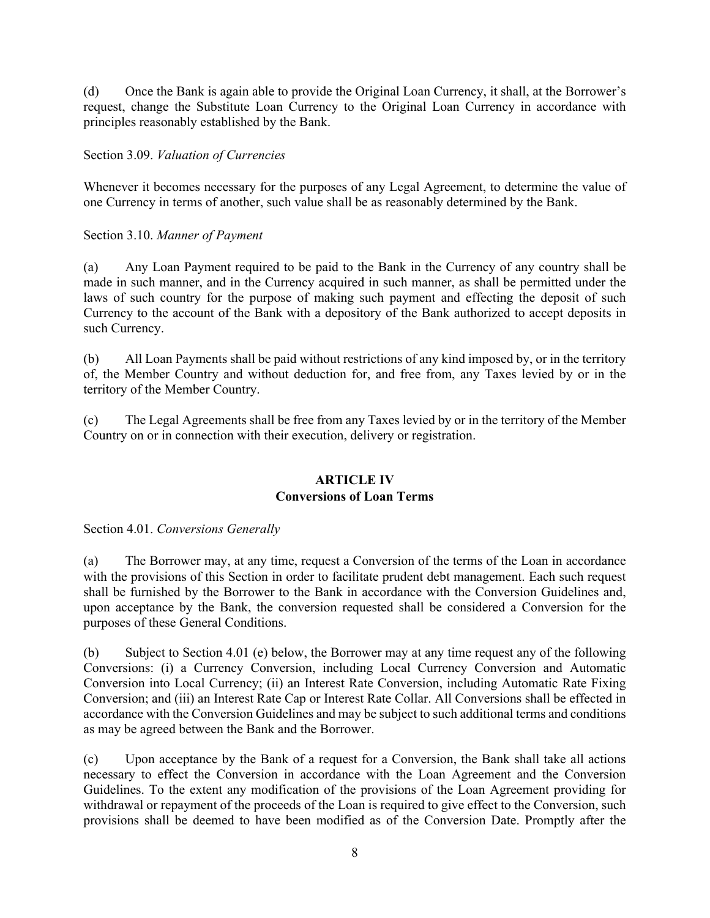(d) Once the Bank is again able to provide the Original Loan Currency, it shall, at the Borrower's request, change the Substitute Loan Currency to the Original Loan Currency in accordance with principles reasonably established by the Bank.

Section 3.09. *Valuation of Currencies*

Whenever it becomes necessary for the purposes of any Legal Agreement, to determine the value of one Currency in terms of another, such value shall be as reasonably determined by the Bank.

Section 3.10. *Manner of Payment*

(a) Any Loan Payment required to be paid to the Bank in the Currency of any country shall be made in such manner, and in the Currency acquired in such manner, as shall be permitted under the laws of such country for the purpose of making such payment and effecting the deposit of such Currency to the account of the Bank with a depository of the Bank authorized to accept deposits in such Currency.

(b) All Loan Payments shall be paid without restrictions of any kind imposed by, or in the territory of, the Member Country and without deduction for, and free from, any Taxes levied by or in the territory of the Member Country.

(c) The Legal Agreements shall be free from any Taxes levied by or in the territory of the Member Country on or in connection with their execution, delivery or registration.

## ARTICLE IV
## Conversions of Loan Terms

Section 4.01. *Conversions Generally*

(a) The Borrower may, at any time, request a Conversion of the terms of the Loan in accordance with the provisions of this Section in order to facilitate prudent debt management. Each such request shall be furnished by the Borrower to the Bank in accordance with the Conversion Guidelines and, upon acceptance by the Bank, the conversion requested shall be considered a Conversion for the purposes of these General Conditions.

(b) Subject to Section 4.01 (e) below, the Borrower may at any time request any of the following Conversions: (i) a Currency Conversion, including Local Currency Conversion and Automatic Conversion into Local Currency; (ii) an Interest Rate Conversion, including Automatic Rate Fixing Conversion; and (iii) an Interest Rate Cap or Interest Rate Collar. All Conversions shall be effected in accordance with the Conversion Guidelines and may be subject to such additional terms and conditions as may be agreed between the Bank and the Borrower.

(c) Upon acceptance by the Bank of a request for a Conversion, the Bank shall take all actions necessary to effect the Conversion in accordance with the Loan Agreement and the Conversion Guidelines. To the extent any modification of the provisions of the Loan Agreement providing for withdrawal or repayment of the proceeds of the Loan is required to give effect to the Conversion, such provisions shall be deemed to have been modified as of the Conversion Date. Promptly after the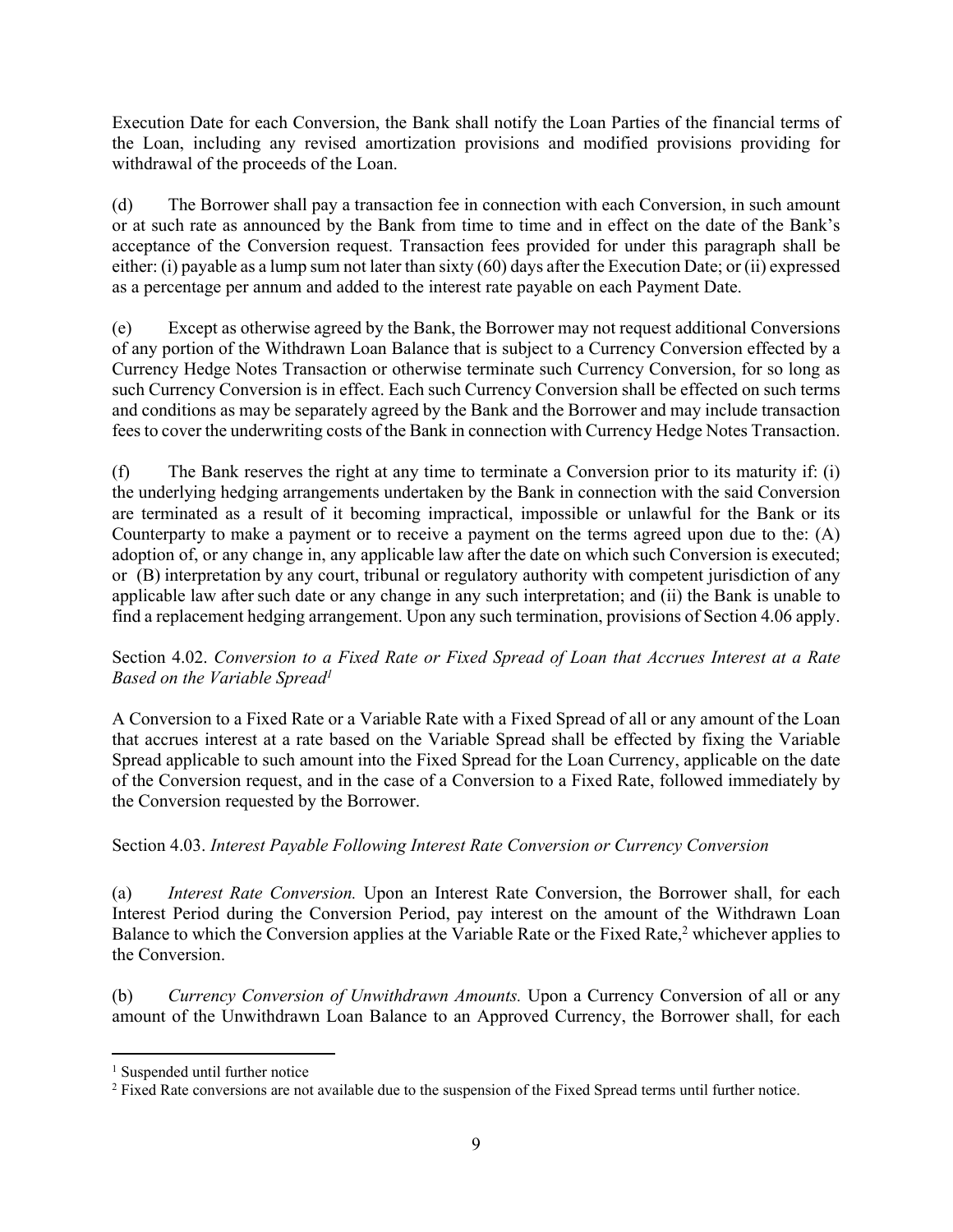Execution Date for each Conversion, the Bank shall notify the Loan Parties of the financial terms of the Loan, including any revised amortization provisions and modified provisions providing for withdrawal of the proceeds of the Loan.

(d) The Borrower shall pay a transaction fee in connection with each Conversion, in such amount or at such rate as announced by the Bank from time to time and in effect on the date of the Bank's acceptance of the Conversion request. Transaction fees provided for under this paragraph shall be either: (i) payable as a lump sum not later than sixty (60) days after the Execution Date; or (ii) expressed as a percentage per annum and added to the interest rate payable on each Payment Date.

(e) Except as otherwise agreed by the Bank, the Borrower may not request additional Conversions of any portion of the Withdrawn Loan Balance that is subject to a Currency Conversion effected by a Currency Hedge Notes Transaction or otherwise terminate such Currency Conversion, for so long as such Currency Conversion is in effect. Each such Currency Conversion shall be effected on such terms and conditions as may be separately agreed by the Bank and the Borrower and may include transaction fees to cover the underwriting costs of the Bank in connection with Currency Hedge Notes Transaction.

(f) The Bank reserves the right at any time to terminate a Conversion prior to its maturity if: (i) the underlying hedging arrangements undertaken by the Bank in connection with the said Conversion are terminated as a result of it becoming impractical, impossible or unlawful for the Bank or its Counterparty to make a payment or to receive a payment on the terms agreed upon due to the: (A) adoption of, or any change in, any applicable law after the date on which such Conversion is executed; or (B) interpretation by any court, tribunal or regulatory authority with competent jurisdiction of any applicable law after such date or any change in any such interpretation; and (ii) the Bank is unable to find a replacement hedging arrangement. Upon any such termination, provisions of Section 4.06 apply.

Section 4.02. *Conversion to a Fixed Rate or Fixed Spread of Loan that Accrues Interest at a Rate Based on the Variable Spread*[1]

A Conversion to a Fixed Rate or a Variable Rate with a Fixed Spread of all or any amount of the Loan that accrues interest at a rate based on the Variable Spread shall be effected by fixing the Variable Spread applicable to such amount into the Fixed Spread for the Loan Currency, applicable on the date of the Conversion request, and in the case of a Conversion to a Fixed Rate, followed immediately by the Conversion requested by the Borrower.

Section 4.03. *Interest Payable Following Interest Rate Conversion or Currency Conversion*

(a) *Interest Rate Conversion.* Upon an Interest Rate Conversion, the Borrower shall, for each Interest Period during the Conversion Period, pay interest on the amount of the Withdrawn Loan Balance to which the Conversion applies at the Variable Rate or the Fixed Rate,[2] whichever applies to the Conversion.

(b) *Currency Conversion of Unwithdrawn Amounts.* Upon a Currency Conversion of all or any amount of the Unwithdrawn Loan Balance to an Approved Currency, the Borrower shall, for each

---

[1] Suspended until further notice

[2] Fixed Rate conversions are not available due to the suspension of the Fixed Spread terms until further notice.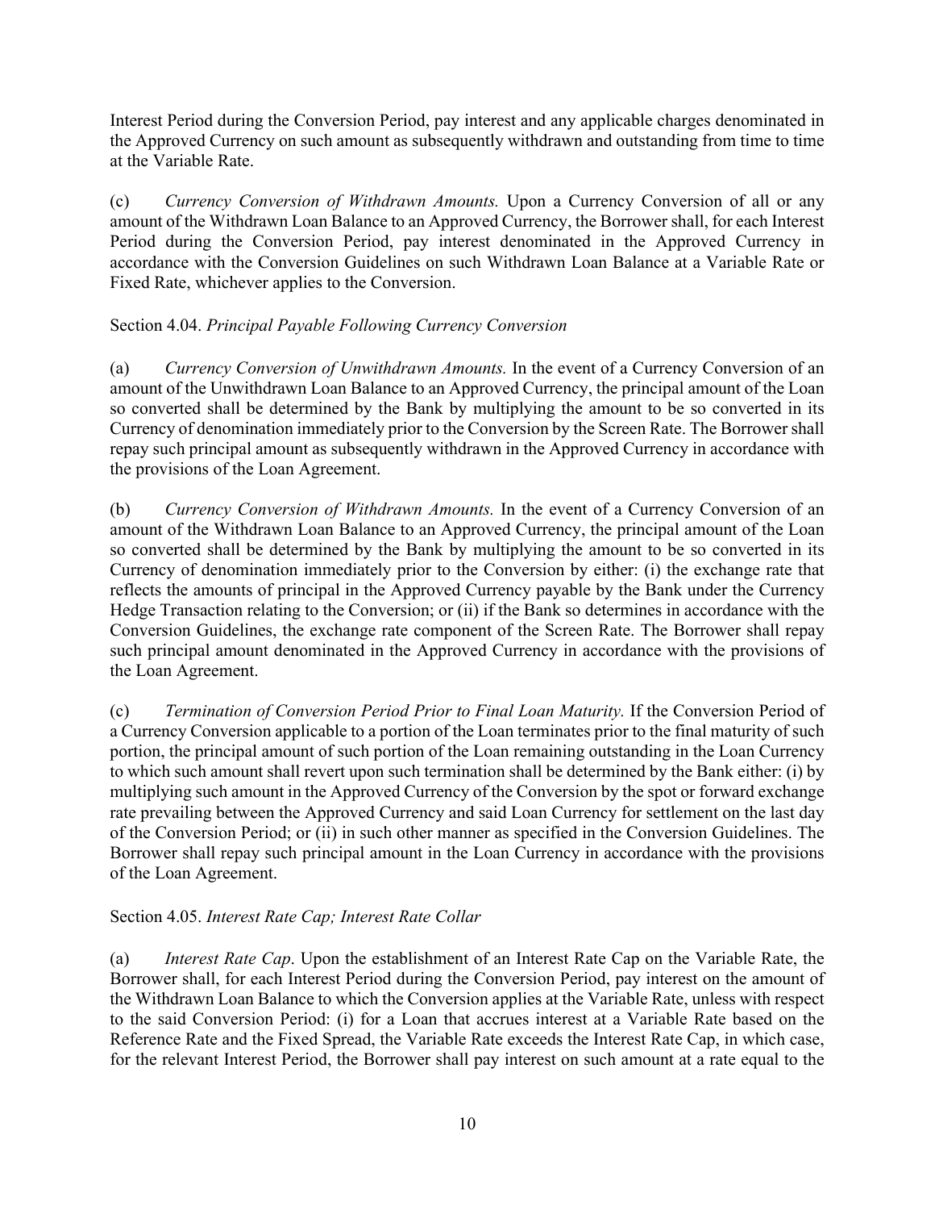Interest Period during the Conversion Period, pay interest and any applicable charges denominated in the Approved Currency on such amount as subsequently withdrawn and outstanding from time to time at the Variable Rate.

(c) *Currency Conversion of Withdrawn Amounts.* Upon a Currency Conversion of all or any amount of the Withdrawn Loan Balance to an Approved Currency, the Borrower shall, for each Interest Period during the Conversion Period, pay interest denominated in the Approved Currency in accordance with the Conversion Guidelines on such Withdrawn Loan Balance at a Variable Rate or Fixed Rate, whichever applies to the Conversion.

Section 4.04. *Principal Payable Following Currency Conversion*

(a) *Currency Conversion of Unwithdrawn Amounts.* In the event of a Currency Conversion of an amount of the Unwithdrawn Loan Balance to an Approved Currency, the principal amount of the Loan so converted shall be determined by the Bank by multiplying the amount to be so converted in its Currency of denomination immediately prior to the Conversion by the Screen Rate. The Borrower shall repay such principal amount as subsequently withdrawn in the Approved Currency in accordance with the provisions of the Loan Agreement.

(b) *Currency Conversion of Withdrawn Amounts.* In the event of a Currency Conversion of an amount of the Withdrawn Loan Balance to an Approved Currency, the principal amount of the Loan so converted shall be determined by the Bank by multiplying the amount to be so converted in its Currency of denomination immediately prior to the Conversion by either: (i) the exchange rate that reflects the amounts of principal in the Approved Currency payable by the Bank under the Currency Hedge Transaction relating to the Conversion; or (ii) if the Bank so determines in accordance with the Conversion Guidelines, the exchange rate component of the Screen Rate. The Borrower shall repay such principal amount denominated in the Approved Currency in accordance with the provisions of the Loan Agreement.

(c) *Termination of Conversion Period Prior to Final Loan Maturity.* If the Conversion Period of a Currency Conversion applicable to a portion of the Loan terminates prior to the final maturity of such portion, the principal amount of such portion of the Loan remaining outstanding in the Loan Currency to which such amount shall revert upon such termination shall be determined by the Bank either: (i) by multiplying such amount in the Approved Currency of the Conversion by the spot or forward exchange rate prevailing between the Approved Currency and said Loan Currency for settlement on the last day of the Conversion Period; or (ii) in such other manner as specified in the Conversion Guidelines. The Borrower shall repay such principal amount in the Loan Currency in accordance with the provisions of the Loan Agreement.

Section 4.05. *Interest Rate Cap; Interest Rate Collar*

(a) *Interest Rate Cap*. Upon the establishment of an Interest Rate Cap on the Variable Rate, the Borrower shall, for each Interest Period during the Conversion Period, pay interest on the amount of the Withdrawn Loan Balance to which the Conversion applies at the Variable Rate, unless with respect to the said Conversion Period: (i) for a Loan that accrues interest at a Variable Rate based on the Reference Rate and the Fixed Spread, the Variable Rate exceeds the Interest Rate Cap, in which case, for the relevant Interest Period, the Borrower shall pay interest on such amount at a rate equal to the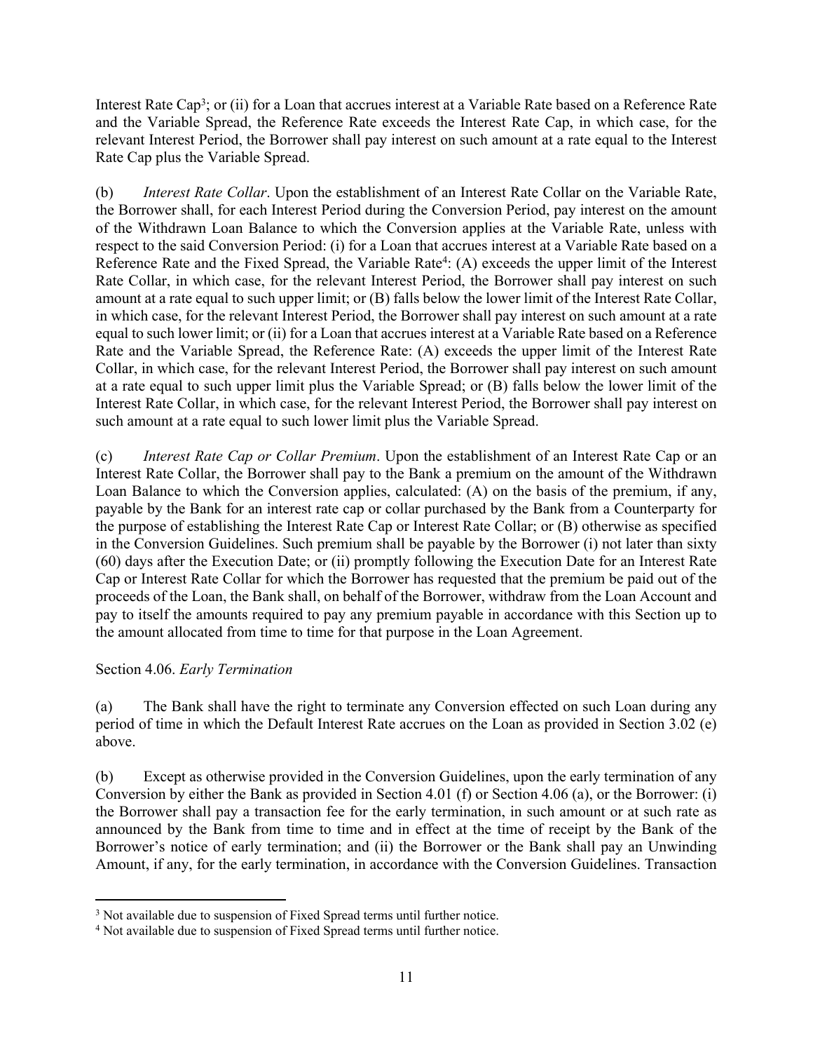Interest Rate Cap[3]; or (ii) for a Loan that accrues interest at a Variable Rate based on a Reference Rate and the Variable Spread, the Reference Rate exceeds the Interest Rate Cap, in which case, for the relevant Interest Period, the Borrower shall pay interest on such amount at a rate equal to the Interest Rate Cap plus the Variable Spread.

(b) *Interest Rate Collar*. Upon the establishment of an Interest Rate Collar on the Variable Rate, the Borrower shall, for each Interest Period during the Conversion Period, pay interest on the amount of the Withdrawn Loan Balance to which the Conversion applies at the Variable Rate, unless with respect to the said Conversion Period: (i) for a Loan that accrues interest at a Variable Rate based on a Reference Rate and the Fixed Spread, the Variable Rate[4]: (A) exceeds the upper limit of the Interest Rate Collar, in which case, for the relevant Interest Period, the Borrower shall pay interest on such amount at a rate equal to such upper limit; or (B) falls below the lower limit of the Interest Rate Collar, in which case, for the relevant Interest Period, the Borrower shall pay interest on such amount at a rate equal to such lower limit; or (ii) for a Loan that accrues interest at a Variable Rate based on a Reference Rate and the Variable Spread, the Reference Rate: (A) exceeds the upper limit of the Interest Rate Collar, in which case, for the relevant Interest Period, the Borrower shall pay interest on such amount at a rate equal to such upper limit plus the Variable Spread; or (B) falls below the lower limit of the Interest Rate Collar, in which case, for the relevant Interest Period, the Borrower shall pay interest on such amount at a rate equal to such lower limit plus the Variable Spread.

(c) *Interest Rate Cap or Collar Premium*. Upon the establishment of an Interest Rate Cap or an Interest Rate Collar, the Borrower shall pay to the Bank a premium on the amount of the Withdrawn Loan Balance to which the Conversion applies, calculated: (A) on the basis of the premium, if any, payable by the Bank for an interest rate cap or collar purchased by the Bank from a Counterparty for the purpose of establishing the Interest Rate Cap or Interest Rate Collar; or (B) otherwise as specified in the Conversion Guidelines. Such premium shall be payable by the Borrower (i) not later than sixty (60) days after the Execution Date; or (ii) promptly following the Execution Date for an Interest Rate Cap or Interest Rate Collar for which the Borrower has requested that the premium be paid out of the proceeds of the Loan, the Bank shall, on behalf of the Borrower, withdraw from the Loan Account and pay to itself the amounts required to pay any premium payable in accordance with this Section up to the amount allocated from time to time for that purpose in the Loan Agreement.

Section 4.06. *Early Termination*

(a) The Bank shall have the right to terminate any Conversion effected on such Loan during any period of time in which the Default Interest Rate accrues on the Loan as provided in Section 3.02 (e) above.

(b) Except as otherwise provided in the Conversion Guidelines, upon the early termination of any Conversion by either the Bank as provided in Section 4.01 (f) or Section 4.06 (a), or the Borrower: (i) the Borrower shall pay a transaction fee for the early termination, in such amount or at such rate as announced by the Bank from time to time and in effect at the time of receipt by the Bank of the Borrower's notice of early termination; and (ii) the Borrower or the Bank shall pay an Unwinding Amount, if any, for the early termination, in accordance with the Conversion Guidelines. Transaction

[3] Not available due to suspension of Fixed Spread terms until further notice.

[4] Not available due to suspension of Fixed Spread terms until further notice.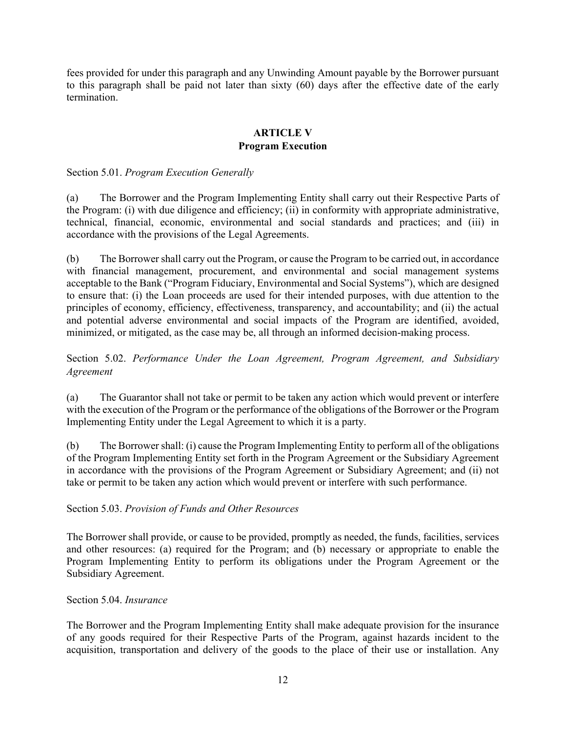fees provided for under this paragraph and any Unwinding Amount payable by the Borrower pursuant to this paragraph shall be paid not later than sixty (60) days after the effective date of the early termination.

## ARTICLE V
## Program Execution

Section 5.01. *Program Execution Generally*

(a) The Borrower and the Program Implementing Entity shall carry out their Respective Parts of the Program: (i) with due diligence and efficiency; (ii) in conformity with appropriate administrative, technical, financial, economic, environmental and social standards and practices; and (iii) in accordance with the provisions of the Legal Agreements.

(b) The Borrower shall carry out the Program, or cause the Program to be carried out, in accordance with financial management, procurement, and environmental and social management systems acceptable to the Bank ("Program Fiduciary, Environmental and Social Systems"), which are designed to ensure that: (i) the Loan proceeds are used for their intended purposes, with due attention to the principles of economy, efficiency, effectiveness, transparency, and accountability; and (ii) the actual and potential adverse environmental and social impacts of the Program are identified, avoided, minimized, or mitigated, as the case may be, all through an informed decision-making process.

Section 5.02. *Performance Under the Loan Agreement, Program Agreement, and Subsidiary Agreement*

(a) The Guarantor shall not take or permit to be taken any action which would prevent or interfere with the execution of the Program or the performance of the obligations of the Borrower or the Program Implementing Entity under the Legal Agreement to which it is a party.

(b) The Borrower shall: (i) cause the Program Implementing Entity to perform all of the obligations of the Program Implementing Entity set forth in the Program Agreement or the Subsidiary Agreement in accordance with the provisions of the Program Agreement or Subsidiary Agreement; and (ii) not take or permit to be taken any action which would prevent or interfere with such performance.

Section 5.03. *Provision of Funds and Other Resources*

The Borrower shall provide, or cause to be provided, promptly as needed, the funds, facilities, services and other resources: (a) required for the Program; and (b) necessary or appropriate to enable the Program Implementing Entity to perform its obligations under the Program Agreement or the Subsidiary Agreement.

Section 5.04. *Insurance*

The Borrower and the Program Implementing Entity shall make adequate provision for the insurance of any goods required for their Respective Parts of the Program, against hazards incident to the acquisition, transportation and delivery of the goods to the place of their use or installation. Any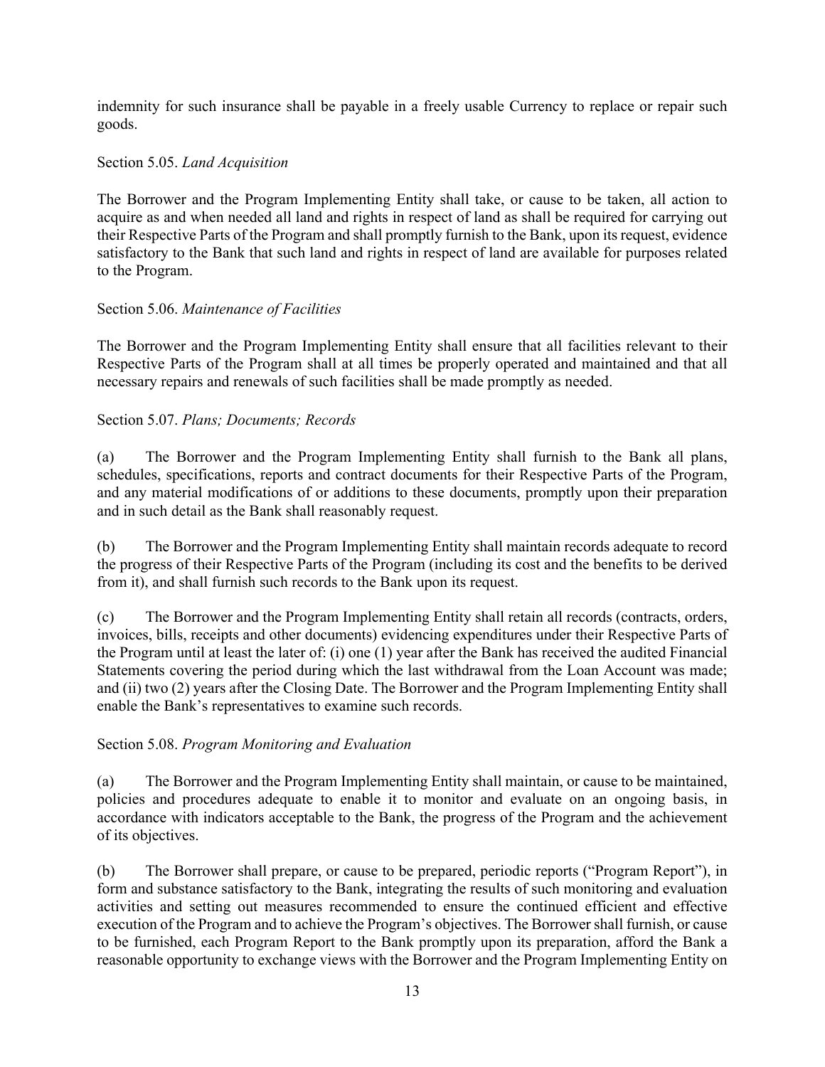indemnity for such insurance shall be payable in a freely usable Currency to replace or repair such goods.

Section 5.05. *Land Acquisition*

The Borrower and the Program Implementing Entity shall take, or cause to be taken, all action to acquire as and when needed all land and rights in respect of land as shall be required for carrying out their Respective Parts of the Program and shall promptly furnish to the Bank, upon its request, evidence satisfactory to the Bank that such land and rights in respect of land are available for purposes related to the Program.

Section 5.06. *Maintenance of Facilities*

The Borrower and the Program Implementing Entity shall ensure that all facilities relevant to their Respective Parts of the Program shall at all times be properly operated and maintained and that all necessary repairs and renewals of such facilities shall be made promptly as needed.

Section 5.07. *Plans; Documents; Records*

(a) The Borrower and the Program Implementing Entity shall furnish to the Bank all plans, schedules, specifications, reports and contract documents for their Respective Parts of the Program, and any material modifications of or additions to these documents, promptly upon their preparation and in such detail as the Bank shall reasonably request.

(b) The Borrower and the Program Implementing Entity shall maintain records adequate to record the progress of their Respective Parts of the Program (including its cost and the benefits to be derived from it), and shall furnish such records to the Bank upon its request.

(c) The Borrower and the Program Implementing Entity shall retain all records (contracts, orders, invoices, bills, receipts and other documents) evidencing expenditures under their Respective Parts of the Program until at least the later of: (i) one (1) year after the Bank has received the audited Financial Statements covering the period during which the last withdrawal from the Loan Account was made; and (ii) two (2) years after the Closing Date. The Borrower and the Program Implementing Entity shall enable the Bank's representatives to examine such records.

Section 5.08. *Program Monitoring and Evaluation*

(a) The Borrower and the Program Implementing Entity shall maintain, or cause to be maintained, policies and procedures adequate to enable it to monitor and evaluate on an ongoing basis, in accordance with indicators acceptable to the Bank, the progress of the Program and the achievement of its objectives.

(b) The Borrower shall prepare, or cause to be prepared, periodic reports ("Program Report"), in form and substance satisfactory to the Bank, integrating the results of such monitoring and evaluation activities and setting out measures recommended to ensure the continued efficient and effective execution of the Program and to achieve the Program's objectives. The Borrower shall furnish, or cause to be furnished, each Program Report to the Bank promptly upon its preparation, afford the Bank a reasonable opportunity to exchange views with the Borrower and the Program Implementing Entity on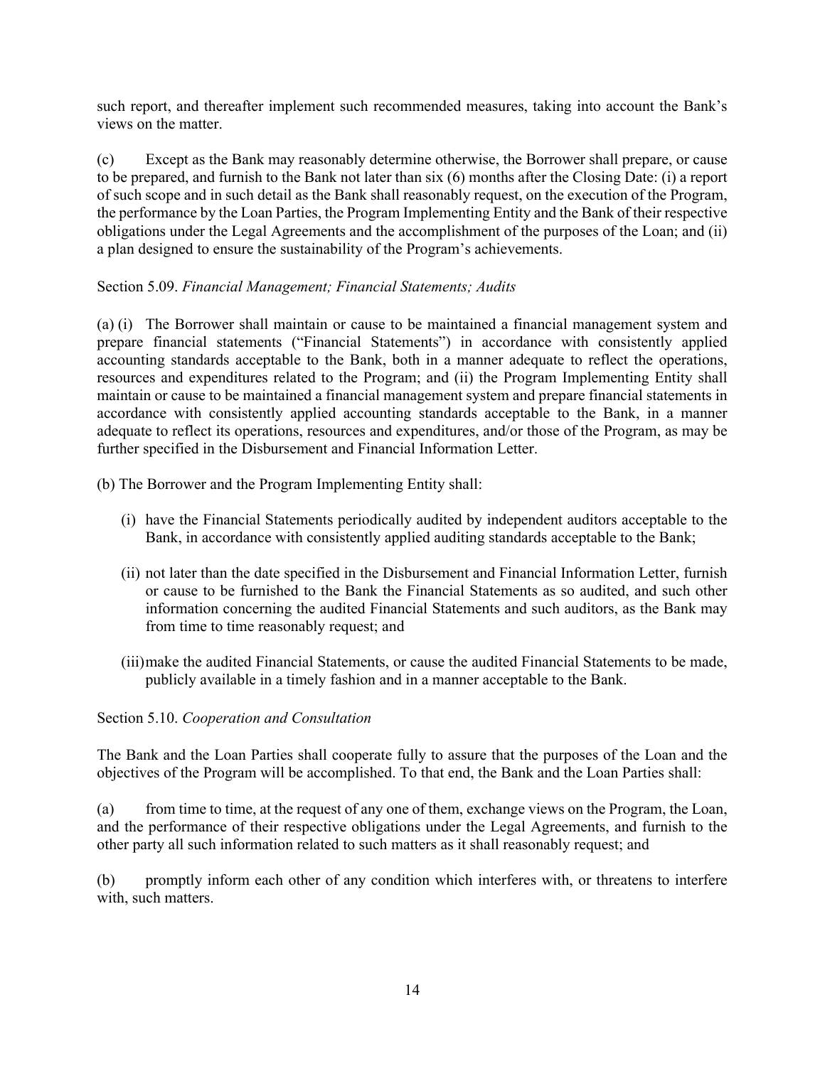such report, and thereafter implement such recommended measures, taking into account the Bank's views on the matter.

(c) Except as the Bank may reasonably determine otherwise, the Borrower shall prepare, or cause to be prepared, and furnish to the Bank not later than six (6) months after the Closing Date: (i) a report of such scope and in such detail as the Bank shall reasonably request, on the execution of the Program, the performance by the Loan Parties, the Program Implementing Entity and the Bank of their respective obligations under the Legal Agreements and the accomplishment of the purposes of the Loan; and (ii) a plan designed to ensure the sustainability of the Program's achievements.

Section 5.09. *Financial Management; Financial Statements; Audits*

(a) (i) The Borrower shall maintain or cause to be maintained a financial management system and prepare financial statements ("Financial Statements") in accordance with consistently applied accounting standards acceptable to the Bank, both in a manner adequate to reflect the operations, resources and expenditures related to the Program; and (ii) the Program Implementing Entity shall maintain or cause to be maintained a financial management system and prepare financial statements in accordance with consistently applied accounting standards acceptable to the Bank, in a manner adequate to reflect its operations, resources and expenditures, and/or those of the Program, as may be further specified in the Disbursement and Financial Information Letter.

(b) The Borrower and the Program Implementing Entity shall:

(i) have the Financial Statements periodically audited by independent auditors acceptable to the Bank, in accordance with consistently applied auditing standards acceptable to the Bank;

(ii) not later than the date specified in the Disbursement and Financial Information Letter, furnish or cause to be furnished to the Bank the Financial Statements as so audited, and such other information concerning the audited Financial Statements and such auditors, as the Bank may from time to time reasonably request; and

(iii) make the audited Financial Statements, or cause the audited Financial Statements to be made, publicly available in a timely fashion and in a manner acceptable to the Bank.

Section 5.10. *Cooperation and Consultation*

The Bank and the Loan Parties shall cooperate fully to assure that the purposes of the Loan and the objectives of the Program will be accomplished. To that end, the Bank and the Loan Parties shall:

(a) from time to time, at the request of any one of them, exchange views on the Program, the Loan, and the performance of their respective obligations under the Legal Agreements, and furnish to the other party all such information related to such matters as it shall reasonably request; and

(b) promptly inform each other of any condition which interferes with, or threatens to interfere with, such matters.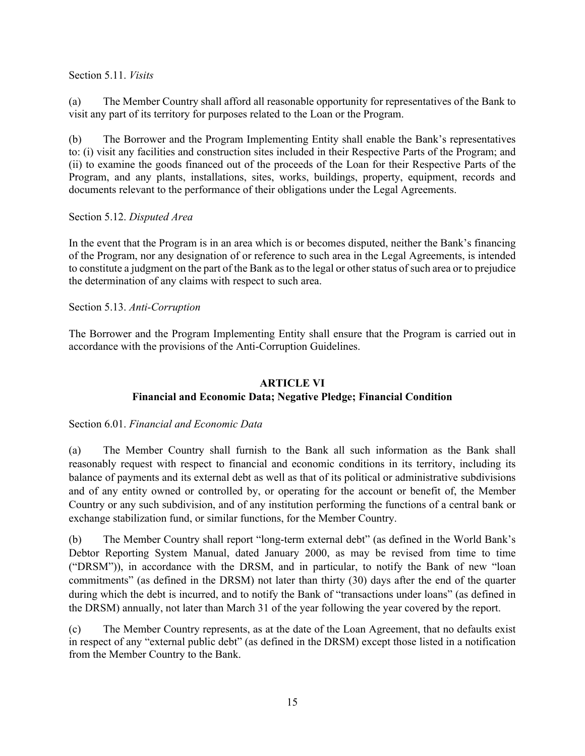Section 5.11. *Visits*

(a) The Member Country shall afford all reasonable opportunity for representatives of the Bank to visit any part of its territory for purposes related to the Loan or the Program.

(b) The Borrower and the Program Implementing Entity shall enable the Bank's representatives to: (i) visit any facilities and construction sites included in their Respective Parts of the Program; and (ii) to examine the goods financed out of the proceeds of the Loan for their Respective Parts of the Program, and any plants, installations, sites, works, buildings, property, equipment, records and documents relevant to the performance of their obligations under the Legal Agreements.

Section 5.12. *Disputed Area*

In the event that the Program is in an area which is or becomes disputed, neither the Bank's financing of the Program, nor any designation of or reference to such area in the Legal Agreements, is intended to constitute a judgment on the part of the Bank as to the legal or other status of such area or to prejudice the determination of any claims with respect to such area.

Section 5.13. *Anti-Corruption*

The Borrower and the Program Implementing Entity shall ensure that the Program is carried out in accordance with the provisions of the Anti-Corruption Guidelines.

## ARTICLE VI
## Financial and Economic Data; Negative Pledge; Financial Condition

Section 6.01. *Financial and Economic Data*

(a) The Member Country shall furnish to the Bank all such information as the Bank shall reasonably request with respect to financial and economic conditions in its territory, including its balance of payments and its external debt as well as that of its political or administrative subdivisions and of any entity owned or controlled by, or operating for the account or benefit of, the Member Country or any such subdivision, and of any institution performing the functions of a central bank or exchange stabilization fund, or similar functions, for the Member Country.

(b) The Member Country shall report "long-term external debt" (as defined in the World Bank's Debtor Reporting System Manual, dated January 2000, as may be revised from time to time ("DRSM")), in accordance with the DRSM, and in particular, to notify the Bank of new "loan commitments" (as defined in the DRSM) not later than thirty (30) days after the end of the quarter during which the debt is incurred, and to notify the Bank of "transactions under loans" (as defined in the DRSM) annually, not later than March 31 of the year following the year covered by the report.

(c) The Member Country represents, as at the date of the Loan Agreement, that no defaults exist in respect of any "external public debt" (as defined in the DRSM) except those listed in a notification from the Member Country to the Bank.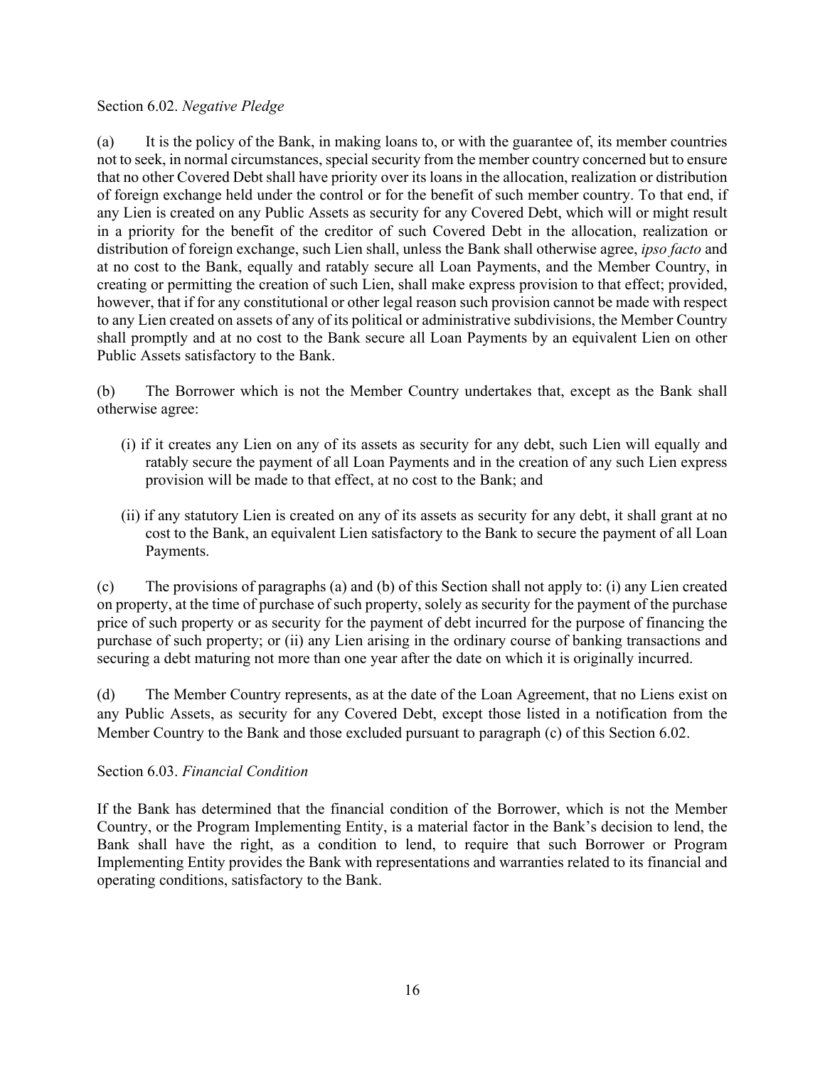Section 6.02. *Negative Pledge*

(a) It is the policy of the Bank, in making loans to, or with the guarantee of, its member countries not to seek, in normal circumstances, special security from the member country concerned but to ensure that no other Covered Debt shall have priority over its loans in the allocation, realization or distribution of foreign exchange held under the control or for the benefit of such member country. To that end, if any Lien is created on any Public Assets as security for any Covered Debt, which will or might result in a priority for the benefit of the creditor of such Covered Debt in the allocation, realization or distribution of foreign exchange, such Lien shall, unless the Bank shall otherwise agree, *ipso facto* and at no cost to the Bank, equally and ratably secure all Loan Payments, and the Member Country, in creating or permitting the creation of such Lien, shall make express provision to that effect; provided, however, that if for any constitutional or other legal reason such provision cannot be made with respect to any Lien created on assets of any of its political or administrative subdivisions, the Member Country shall promptly and at no cost to the Bank secure all Loan Payments by an equivalent Lien on other Public Assets satisfactory to the Bank.

(b) The Borrower which is not the Member Country undertakes that, except as the Bank shall otherwise agree:

(i) if it creates any Lien on any of its assets as security for any debt, such Lien will equally and ratably secure the payment of all Loan Payments and in the creation of any such Lien express provision will be made to that effect, at no cost to the Bank; and

(ii) if any statutory Lien is created on any of its assets as security for any debt, it shall grant at no cost to the Bank, an equivalent Lien satisfactory to the Bank to secure the payment of all Loan Payments.

(c) The provisions of paragraphs (a) and (b) of this Section shall not apply to: (i) any Lien created on property, at the time of purchase of such property, solely as security for the payment of the purchase price of such property or as security for the payment of debt incurred for the purpose of financing the purchase of such property; or (ii) any Lien arising in the ordinary course of banking transactions and securing a debt maturing not more than one year after the date on which it is originally incurred.

(d) The Member Country represents, as at the date of the Loan Agreement, that no Liens exist on any Public Assets, as security for any Covered Debt, except those listed in a notification from the Member Country to the Bank and those excluded pursuant to paragraph (c) of this Section 6.02.

Section 6.03. *Financial Condition*

If the Bank has determined that the financial condition of the Borrower, which is not the Member Country, or the Program Implementing Entity, is a material factor in the Bank's decision to lend, the Bank shall have the right, as a condition to lend, to require that such Borrower or Program Implementing Entity provides the Bank with representations and warranties related to its financial and operating conditions, satisfactory to the Bank.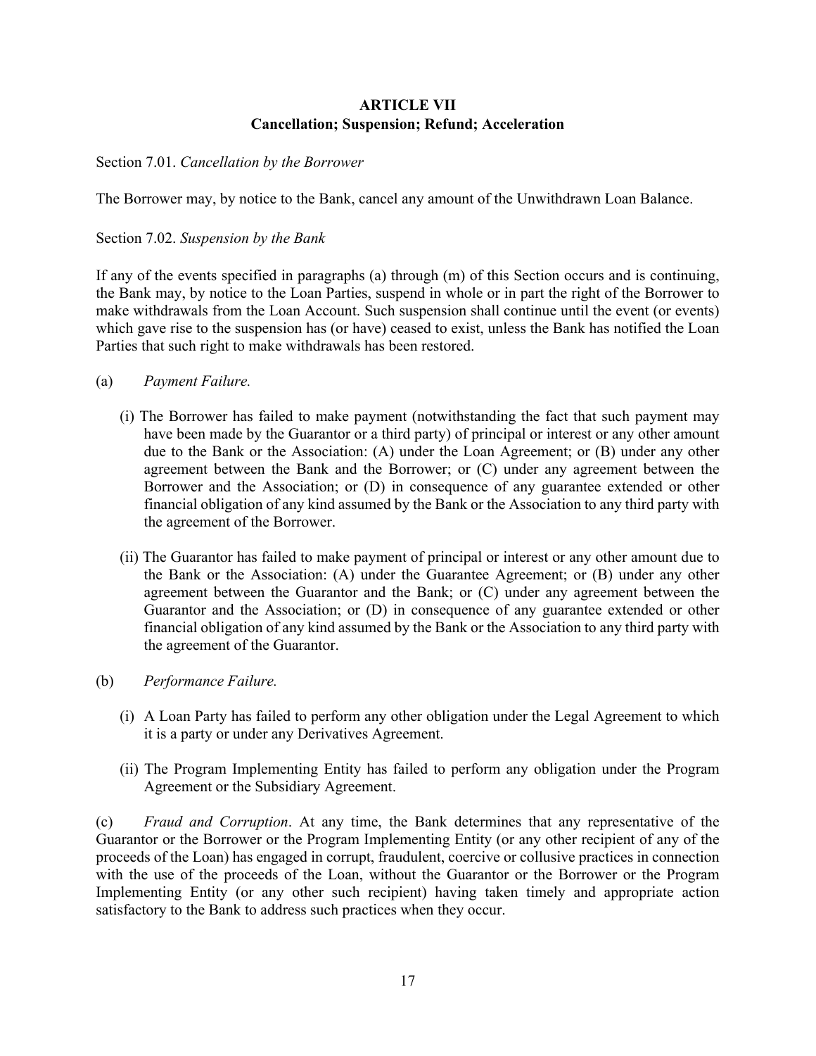## ARTICLE VII
## Cancellation; Suspension; Refund; Acceleration

Section 7.01. *Cancellation by the Borrower*

The Borrower may, by notice to the Bank, cancel any amount of the Unwithdrawn Loan Balance.

Section 7.02. *Suspension by the Bank*

If any of the events specified in paragraphs (a) through (m) of this Section occurs and is continuing, the Bank may, by notice to the Loan Parties, suspend in whole or in part the right of the Borrower to make withdrawals from the Loan Account. Such suspension shall continue until the event (or events) which gave rise to the suspension has (or have) ceased to exist, unless the Bank has notified the Loan Parties that such right to make withdrawals has been restored.

(a) *Payment Failure.*

(i) The Borrower has failed to make payment (notwithstanding the fact that such payment may have been made by the Guarantor or a third party) of principal or interest or any other amount due to the Bank or the Association: (A) under the Loan Agreement; or (B) under any other agreement between the Bank and the Borrower; or (C) under any agreement between the Borrower and the Association; or (D) in consequence of any guarantee extended or other financial obligation of any kind assumed by the Bank or the Association to any third party with the agreement of the Borrower.

(ii) The Guarantor has failed to make payment of principal or interest or any other amount due to the Bank or the Association: (A) under the Guarantee Agreement; or (B) under any other agreement between the Guarantor and the Bank; or (C) under any agreement between the Guarantor and the Association; or (D) in consequence of any guarantee extended or other financial obligation of any kind assumed by the Bank or the Association to any third party with the agreement of the Guarantor.

(b) *Performance Failure.*

(i) A Loan Party has failed to perform any other obligation under the Legal Agreement to which it is a party or under any Derivatives Agreement.

(ii) The Program Implementing Entity has failed to perform any obligation under the Program Agreement or the Subsidiary Agreement.

(c) *Fraud and Corruption*. At any time, the Bank determines that any representative of the Guarantor or the Borrower or the Program Implementing Entity (or any other recipient of any of the proceeds of the Loan) has engaged in corrupt, fraudulent, coercive or collusive practices in connection with the use of the proceeds of the Loan, without the Guarantor or the Borrower or the Program Implementing Entity (or any other such recipient) having taken timely and appropriate action satisfactory to the Bank to address such practices when they occur.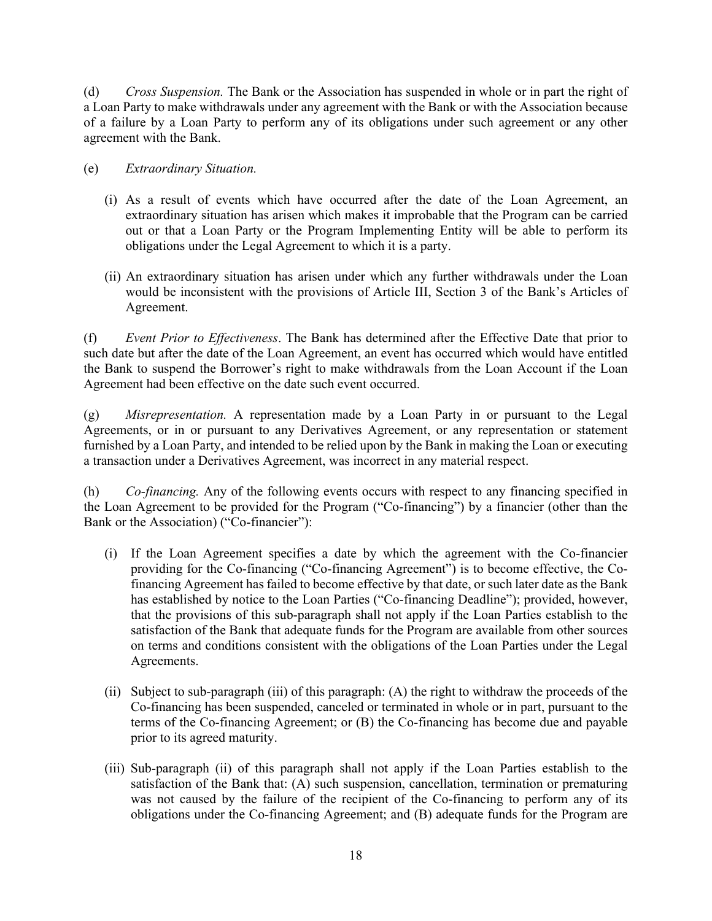(d) *Cross Suspension.* The Bank or the Association has suspended in whole or in part the right of a Loan Party to make withdrawals under any agreement with the Bank or with the Association because of a failure by a Loan Party to perform any of its obligations under such agreement or any other agreement with the Bank.

(e) *Extraordinary Situation.*

(i) As a result of events which have occurred after the date of the Loan Agreement, an extraordinary situation has arisen which makes it improbable that the Program can be carried out or that a Loan Party or the Program Implementing Entity will be able to perform its obligations under the Legal Agreement to which it is a party.

(ii) An extraordinary situation has arisen under which any further withdrawals under the Loan would be inconsistent with the provisions of Article III, Section 3 of the Bank's Articles of Agreement.

(f) *Event Prior to Effectiveness*. The Bank has determined after the Effective Date that prior to such date but after the date of the Loan Agreement, an event has occurred which would have entitled the Bank to suspend the Borrower's right to make withdrawals from the Loan Account if the Loan Agreement had been effective on the date such event occurred.

(g) *Misrepresentation.* A representation made by a Loan Party in or pursuant to the Legal Agreements, or in or pursuant to any Derivatives Agreement, or any representation or statement furnished by a Loan Party, and intended to be relied upon by the Bank in making the Loan or executing a transaction under a Derivatives Agreement, was incorrect in any material respect.

(h) *Co-financing.* Any of the following events occurs with respect to any financing specified in the Loan Agreement to be provided for the Program ("Co-financing") by a financier (other than the Bank or the Association) ("Co-financier"):

(i) If the Loan Agreement specifies a date by which the agreement with the Co-financier providing for the Co-financing ("Co-financing Agreement") is to become effective, the Co-financing Agreement has failed to become effective by that date, or such later date as the Bank has established by notice to the Loan Parties ("Co-financing Deadline"); provided, however, that the provisions of this sub-paragraph shall not apply if the Loan Parties establish to the satisfaction of the Bank that adequate funds for the Program are available from other sources on terms and conditions consistent with the obligations of the Loan Parties under the Legal Agreements.

(ii) Subject to sub-paragraph (iii) of this paragraph: (A) the right to withdraw the proceeds of the Co-financing has been suspended, canceled or terminated in whole or in part, pursuant to the terms of the Co-financing Agreement; or (B) the Co-financing has become due and payable prior to its agreed maturity.

(iii) Sub-paragraph (ii) of this paragraph shall not apply if the Loan Parties establish to the satisfaction of the Bank that: (A) such suspension, cancellation, termination or prematuring was not caused by the failure of the recipient of the Co-financing to perform any of its obligations under the Co-financing Agreement; and (B) adequate funds for the Program are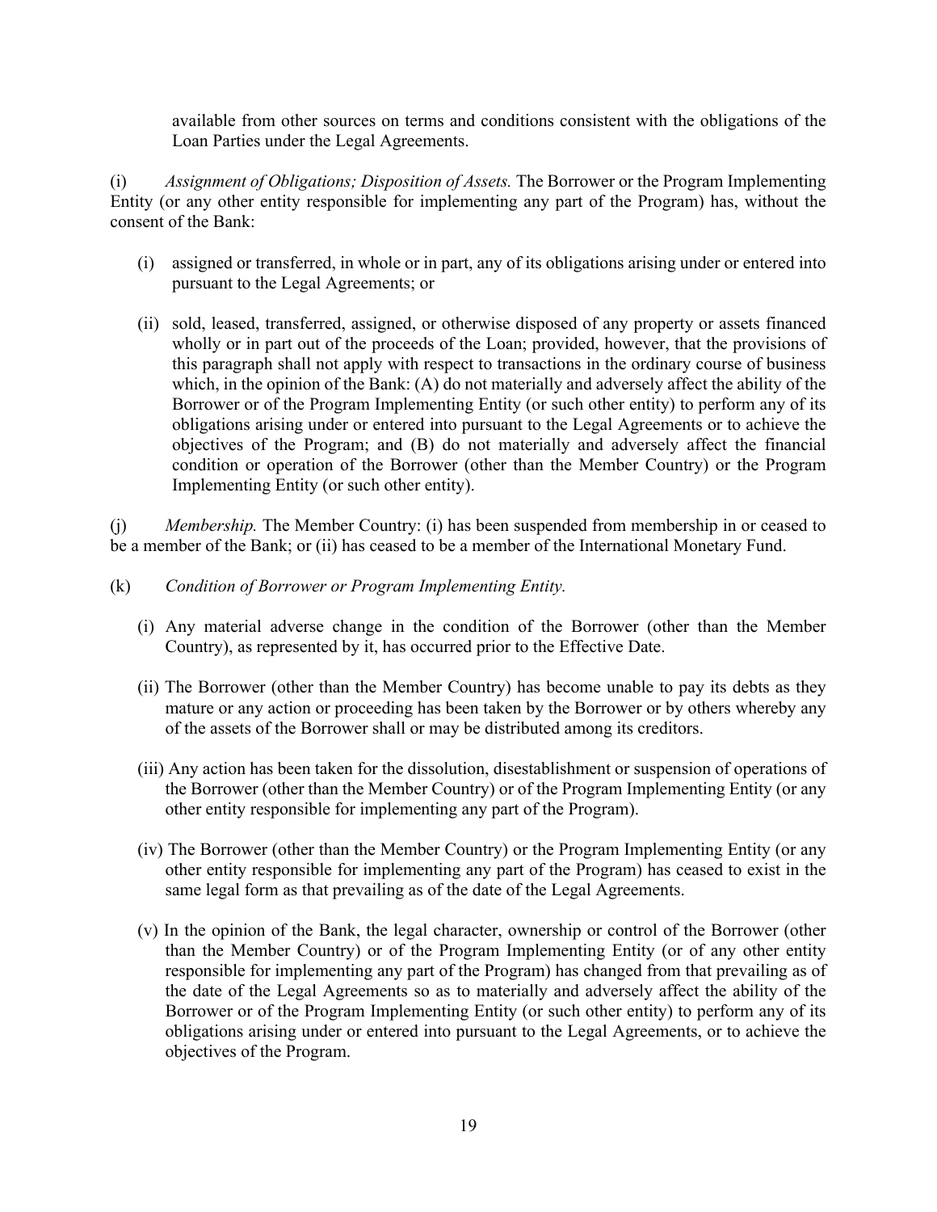available from other sources on terms and conditions consistent with the obligations of the Loan Parties under the Legal Agreements.

(i) *Assignment of Obligations; Disposition of Assets.* The Borrower or the Program Implementing Entity (or any other entity responsible for implementing any part of the Program) has, without the consent of the Bank:

(i) assigned or transferred, in whole or in part, any of its obligations arising under or entered into pursuant to the Legal Agreements; or

(ii) sold, leased, transferred, assigned, or otherwise disposed of any property or assets financed wholly or in part out of the proceeds of the Loan; provided, however, that the provisions of this paragraph shall not apply with respect to transactions in the ordinary course of business which, in the opinion of the Bank: (A) do not materially and adversely affect the ability of the Borrower or of the Program Implementing Entity (or such other entity) to perform any of its obligations arising under or entered into pursuant to the Legal Agreements or to achieve the objectives of the Program; and (B) do not materially and adversely affect the financial condition or operation of the Borrower (other than the Member Country) or the Program Implementing Entity (or such other entity).

(j) *Membership.* The Member Country: (i) has been suspended from membership in or ceased to be a member of the Bank; or (ii) has ceased to be a member of the International Monetary Fund.

(k) *Condition of Borrower or Program Implementing Entity.*

(i) Any material adverse change in the condition of the Borrower (other than the Member Country), as represented by it, has occurred prior to the Effective Date.

(ii) The Borrower (other than the Member Country) has become unable to pay its debts as they mature or any action or proceeding has been taken by the Borrower or by others whereby any of the assets of the Borrower shall or may be distributed among its creditors.

(iii) Any action has been taken for the dissolution, disestablishment or suspension of operations of the Borrower (other than the Member Country) or of the Program Implementing Entity (or any other entity responsible for implementing any part of the Program).

(iv) The Borrower (other than the Member Country) or the Program Implementing Entity (or any other entity responsible for implementing any part of the Program) has ceased to exist in the same legal form as that prevailing as of the date of the Legal Agreements.

(v) In the opinion of the Bank, the legal character, ownership or control of the Borrower (other than the Member Country) or of the Program Implementing Entity (or of any other entity responsible for implementing any part of the Program) has changed from that prevailing as of the date of the Legal Agreements so as to materially and adversely affect the ability of the Borrower or of the Program Implementing Entity (or such other entity) to perform any of its obligations arising under or entered into pursuant to the Legal Agreements, or to achieve the objectives of the Program.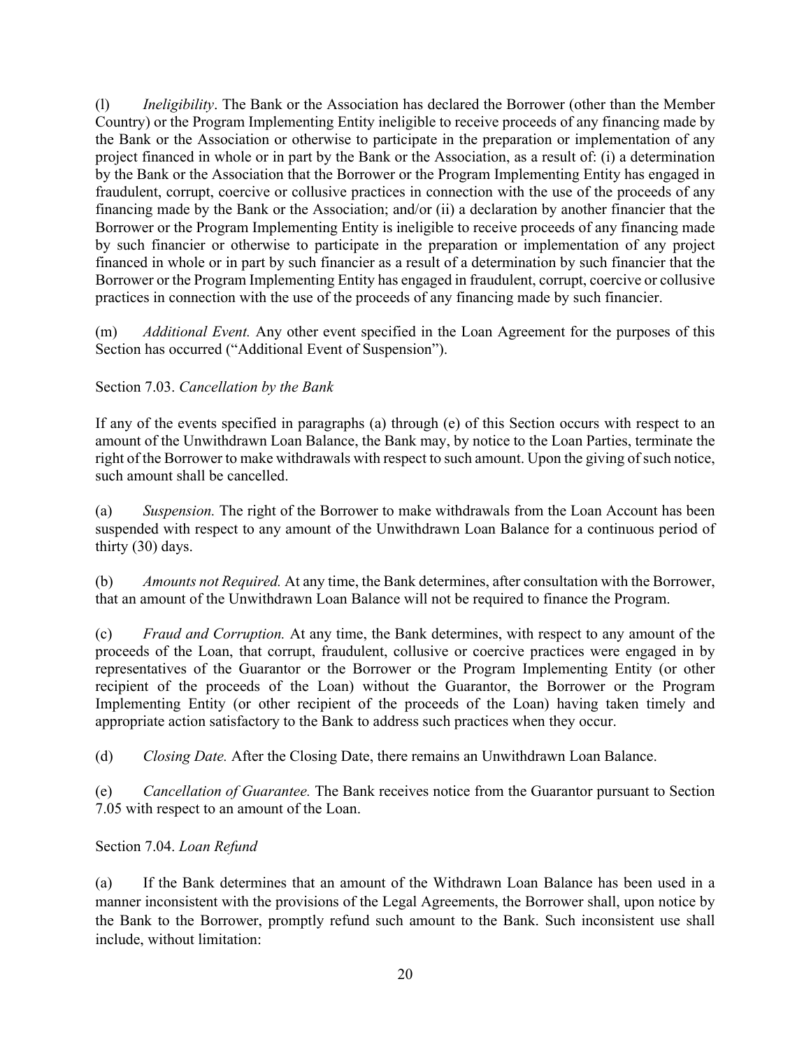(l) *Ineligibility*. The Bank or the Association has declared the Borrower (other than the Member Country) or the Program Implementing Entity ineligible to receive proceeds of any financing made by the Bank or the Association or otherwise to participate in the preparation or implementation of any project financed in whole or in part by the Bank or the Association, as a result of: (i) a determination by the Bank or the Association that the Borrower or the Program Implementing Entity has engaged in fraudulent, corrupt, coercive or collusive practices in connection with the use of the proceeds of any financing made by the Bank or the Association; and/or (ii) a declaration by another financier that the Borrower or the Program Implementing Entity is ineligible to receive proceeds of any financing made by such financier or otherwise to participate in the preparation or implementation of any project financed in whole or in part by such financier as a result of a determination by such financier that the Borrower or the Program Implementing Entity has engaged in fraudulent, corrupt, coercive or collusive practices in connection with the use of the proceeds of any financing made by such financier.

(m) *Additional Event.* Any other event specified in the Loan Agreement for the purposes of this Section has occurred ("Additional Event of Suspension").

Section 7.03. *Cancellation by the Bank*

If any of the events specified in paragraphs (a) through (e) of this Section occurs with respect to an amount of the Unwithdrawn Loan Balance, the Bank may, by notice to the Loan Parties, terminate the right of the Borrower to make withdrawals with respect to such amount. Upon the giving of such notice, such amount shall be cancelled.

(a) *Suspension.* The right of the Borrower to make withdrawals from the Loan Account has been suspended with respect to any amount of the Unwithdrawn Loan Balance for a continuous period of thirty (30) days.

(b) *Amounts not Required.* At any time, the Bank determines, after consultation with the Borrower, that an amount of the Unwithdrawn Loan Balance will not be required to finance the Program.

(c) *Fraud and Corruption.* At any time, the Bank determines, with respect to any amount of the proceeds of the Loan, that corrupt, fraudulent, collusive or coercive practices were engaged in by representatives of the Guarantor or the Borrower or the Program Implementing Entity (or other recipient of the proceeds of the Loan) without the Guarantor, the Borrower or the Program Implementing Entity (or other recipient of the proceeds of the Loan) having taken timely and appropriate action satisfactory to the Bank to address such practices when they occur.

(d) *Closing Date.* After the Closing Date, there remains an Unwithdrawn Loan Balance.

(e) *Cancellation of Guarantee.* The Bank receives notice from the Guarantor pursuant to Section 7.05 with respect to an amount of the Loan.

Section 7.04. *Loan Refund*

(a) If the Bank determines that an amount of the Withdrawn Loan Balance has been used in a manner inconsistent with the provisions of the Legal Agreements, the Borrower shall, upon notice by the Bank to the Borrower, promptly refund such amount to the Bank. Such inconsistent use shall include, without limitation: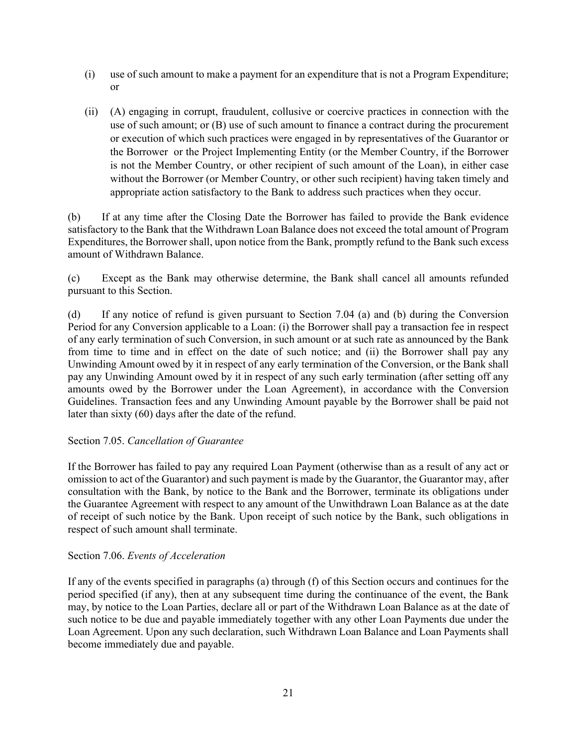(i) use of such amount to make a payment for an expenditure that is not a Program Expenditure; or

(ii) (A) engaging in corrupt, fraudulent, collusive or coercive practices in connection with the use of such amount; or (B) use of such amount to finance a contract during the procurement or execution of which such practices were engaged in by representatives of the Guarantor or the Borrower or the Project Implementing Entity (or the Member Country, if the Borrower is not the Member Country, or other recipient of such amount of the Loan), in either case without the Borrower (or Member Country, or other such recipient) having taken timely and appropriate action satisfactory to the Bank to address such practices when they occur.

(b) If at any time after the Closing Date the Borrower has failed to provide the Bank evidence satisfactory to the Bank that the Withdrawn Loan Balance does not exceed the total amount of Program Expenditures, the Borrower shall, upon notice from the Bank, promptly refund to the Bank such excess amount of Withdrawn Balance.

(c) Except as the Bank may otherwise determine, the Bank shall cancel all amounts refunded pursuant to this Section.

(d) If any notice of refund is given pursuant to Section 7.04 (a) and (b) during the Conversion Period for any Conversion applicable to a Loan: (i) the Borrower shall pay a transaction fee in respect of any early termination of such Conversion, in such amount or at such rate as announced by the Bank from time to time and in effect on the date of such notice; and (ii) the Borrower shall pay any Unwinding Amount owed by it in respect of any early termination of the Conversion, or the Bank shall pay any Unwinding Amount owed by it in respect of any such early termination (after setting off any amounts owed by the Borrower under the Loan Agreement), in accordance with the Conversion Guidelines. Transaction fees and any Unwinding Amount payable by the Borrower shall be paid not later than sixty (60) days after the date of the refund.

Section 7.05. *Cancellation of Guarantee*

If the Borrower has failed to pay any required Loan Payment (otherwise than as a result of any act or omission to act of the Guarantor) and such payment is made by the Guarantor, the Guarantor may, after consultation with the Bank, by notice to the Bank and the Borrower, terminate its obligations under the Guarantee Agreement with respect to any amount of the Unwithdrawn Loan Balance as at the date of receipt of such notice by the Bank. Upon receipt of such notice by the Bank, such obligations in respect of such amount shall terminate.

Section 7.06. *Events of Acceleration*

If any of the events specified in paragraphs (a) through (f) of this Section occurs and continues for the period specified (if any), then at any subsequent time during the continuance of the event, the Bank may, by notice to the Loan Parties, declare all or part of the Withdrawn Loan Balance as at the date of such notice to be due and payable immediately together with any other Loan Payments due under the Loan Agreement. Upon any such declaration, such Withdrawn Loan Balance and Loan Payments shall become immediately due and payable.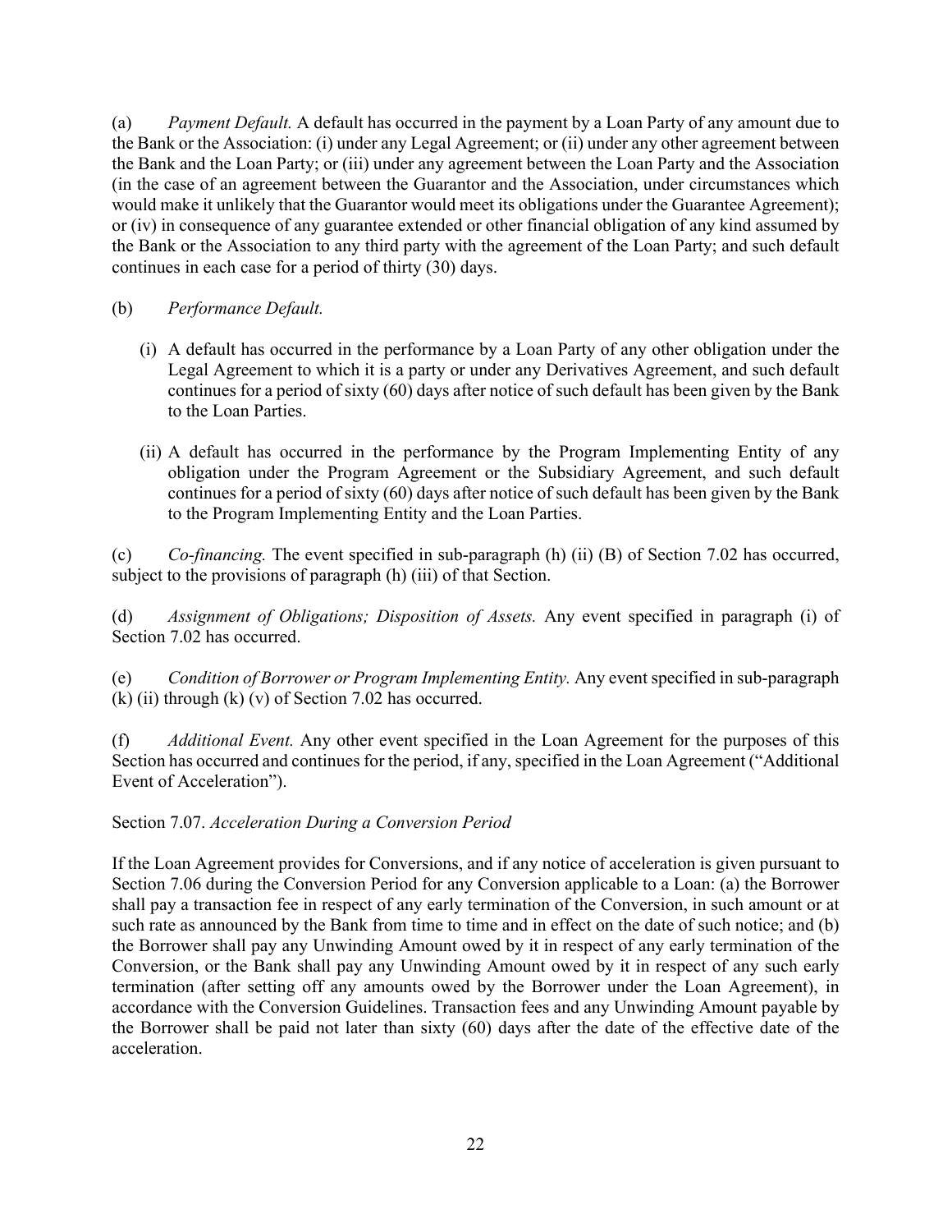(a) *Payment Default.* A default has occurred in the payment by a Loan Party of any amount due to the Bank or the Association: (i) under any Legal Agreement; or (ii) under any other agreement between the Bank and the Loan Party; or (iii) under any agreement between the Loan Party and the Association (in the case of an agreement between the Guarantor and the Association, under circumstances which would make it unlikely that the Guarantor would meet its obligations under the Guarantee Agreement); or (iv) in consequence of any guarantee extended or other financial obligation of any kind assumed by the Bank or the Association to any third party with the agreement of the Loan Party; and such default continues in each case for a period of thirty (30) days.

(b) *Performance Default.*

(i) A default has occurred in the performance by a Loan Party of any other obligation under the Legal Agreement to which it is a party or under any Derivatives Agreement, and such default continues for a period of sixty (60) days after notice of such default has been given by the Bank to the Loan Parties.

(ii) A default has occurred in the performance by the Program Implementing Entity of any obligation under the Program Agreement or the Subsidiary Agreement, and such default continues for a period of sixty (60) days after notice of such default has been given by the Bank to the Program Implementing Entity and the Loan Parties.

(c) *Co-financing.* The event specified in sub-paragraph (h) (ii) (B) of Section 7.02 has occurred, subject to the provisions of paragraph (h) (iii) of that Section.

(d) *Assignment of Obligations; Disposition of Assets.* Any event specified in paragraph (i) of Section 7.02 has occurred.

(e) *Condition of Borrower or Program Implementing Entity.* Any event specified in sub-paragraph (k) (ii) through (k) (v) of Section 7.02 has occurred.

(f) *Additional Event.* Any other event specified in the Loan Agreement for the purposes of this Section has occurred and continues for the period, if any, specified in the Loan Agreement ("Additional Event of Acceleration").

Section 7.07. *Acceleration During a Conversion Period*

If the Loan Agreement provides for Conversions, and if any notice of acceleration is given pursuant to Section 7.06 during the Conversion Period for any Conversion applicable to a Loan: (a) the Borrower shall pay a transaction fee in respect of any early termination of the Conversion, in such amount or at such rate as announced by the Bank from time to time and in effect on the date of such notice; and (b) the Borrower shall pay any Unwinding Amount owed by it in respect of any early termination of the Conversion, or the Bank shall pay any Unwinding Amount owed by it in respect of any such early termination (after setting off any amounts owed by the Borrower under the Loan Agreement), in accordance with the Conversion Guidelines. Transaction fees and any Unwinding Amount payable by the Borrower shall be paid not later than sixty (60) days after the date of the effective date of the acceleration.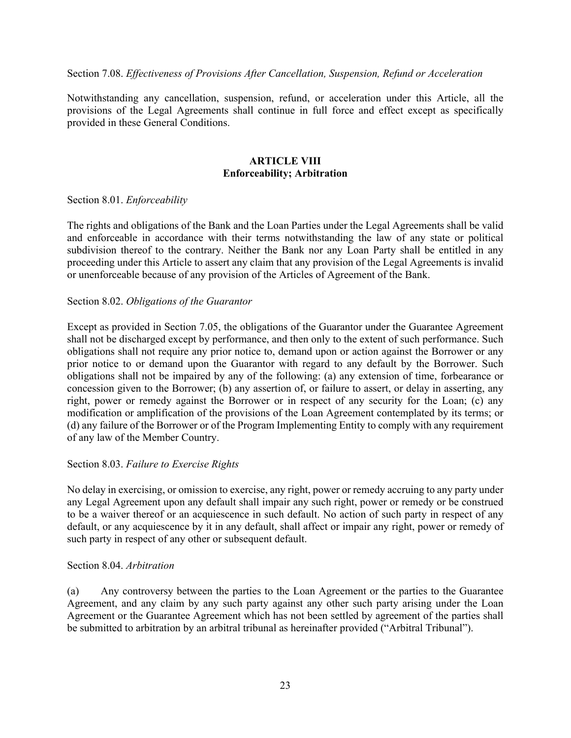Section 7.08. *Effectiveness of Provisions After Cancellation, Suspension, Refund or Acceleration*

Notwithstanding any cancellation, suspension, refund, or acceleration under this Article, all the provisions of the Legal Agreements shall continue in full force and effect except as specifically provided in these General Conditions.

## ARTICLE VIII
## Enforceability; Arbitration

Section 8.01. *Enforceability*

The rights and obligations of the Bank and the Loan Parties under the Legal Agreements shall be valid and enforceable in accordance with their terms notwithstanding the law of any state or political subdivision thereof to the contrary. Neither the Bank nor any Loan Party shall be entitled in any proceeding under this Article to assert any claim that any provision of the Legal Agreements is invalid or unenforceable because of any provision of the Articles of Agreement of the Bank.

Section 8.02. *Obligations of the Guarantor*

Except as provided in Section 7.05, the obligations of the Guarantor under the Guarantee Agreement shall not be discharged except by performance, and then only to the extent of such performance. Such obligations shall not require any prior notice to, demand upon or action against the Borrower or any prior notice to or demand upon the Guarantor with regard to any default by the Borrower. Such obligations shall not be impaired by any of the following: (a) any extension of time, forbearance or concession given to the Borrower; (b) any assertion of, or failure to assert, or delay in asserting, any right, power or remedy against the Borrower or in respect of any security for the Loan; (c) any modification or amplification of the provisions of the Loan Agreement contemplated by its terms; or (d) any failure of the Borrower or of the Program Implementing Entity to comply with any requirement of any law of the Member Country.

Section 8.03. *Failure to Exercise Rights*

No delay in exercising, or omission to exercise, any right, power or remedy accruing to any party under any Legal Agreement upon any default shall impair any such right, power or remedy or be construed to be a waiver thereof or an acquiescence in such default. No action of such party in respect of any default, or any acquiescence by it in any default, shall affect or impair any right, power or remedy of such party in respect of any other or subsequent default.

Section 8.04. *Arbitration*

(a) Any controversy between the parties to the Loan Agreement or the parties to the Guarantee Agreement, and any claim by any such party against any other such party arising under the Loan Agreement or the Guarantee Agreement which has not been settled by agreement of the parties shall be submitted to arbitration by an arbitral tribunal as hereinafter provided ("Arbitral Tribunal").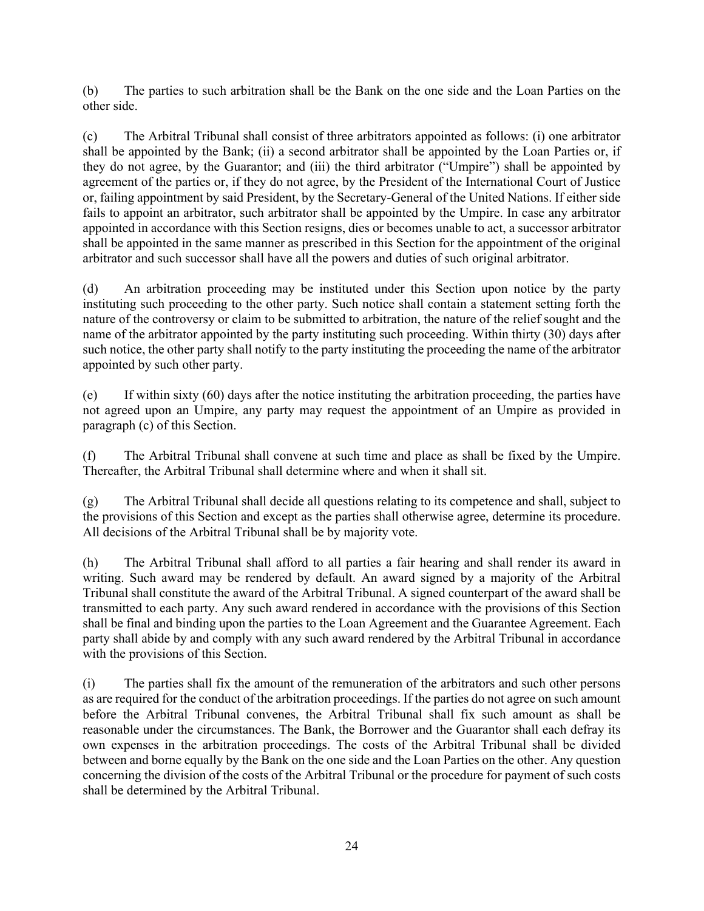(b) The parties to such arbitration shall be the Bank on the one side and the Loan Parties on the other side.

(c) The Arbitral Tribunal shall consist of three arbitrators appointed as follows: (i) one arbitrator shall be appointed by the Bank; (ii) a second arbitrator shall be appointed by the Loan Parties or, if they do not agree, by the Guarantor; and (iii) the third arbitrator ("Umpire") shall be appointed by agreement of the parties or, if they do not agree, by the President of the International Court of Justice or, failing appointment by said President, by the Secretary-General of the United Nations. If either side fails to appoint an arbitrator, such arbitrator shall be appointed by the Umpire. In case any arbitrator appointed in accordance with this Section resigns, dies or becomes unable to act, a successor arbitrator shall be appointed in the same manner as prescribed in this Section for the appointment of the original arbitrator and such successor shall have all the powers and duties of such original arbitrator.

(d) An arbitration proceeding may be instituted under this Section upon notice by the party instituting such proceeding to the other party. Such notice shall contain a statement setting forth the nature of the controversy or claim to be submitted to arbitration, the nature of the relief sought and the name of the arbitrator appointed by the party instituting such proceeding. Within thirty (30) days after such notice, the other party shall notify to the party instituting the proceeding the name of the arbitrator appointed by such other party.

(e) If within sixty (60) days after the notice instituting the arbitration proceeding, the parties have not agreed upon an Umpire, any party may request the appointment of an Umpire as provided in paragraph (c) of this Section.

(f) The Arbitral Tribunal shall convene at such time and place as shall be fixed by the Umpire. Thereafter, the Arbitral Tribunal shall determine where and when it shall sit.

(g) The Arbitral Tribunal shall decide all questions relating to its competence and shall, subject to the provisions of this Section and except as the parties shall otherwise agree, determine its procedure. All decisions of the Arbitral Tribunal shall be by majority vote.

(h) The Arbitral Tribunal shall afford to all parties a fair hearing and shall render its award in writing. Such award may be rendered by default. An award signed by a majority of the Arbitral Tribunal shall constitute the award of the Arbitral Tribunal. A signed counterpart of the award shall be transmitted to each party. Any such award rendered in accordance with the provisions of this Section shall be final and binding upon the parties to the Loan Agreement and the Guarantee Agreement. Each party shall abide by and comply with any such award rendered by the Arbitral Tribunal in accordance with the provisions of this Section.

(i) The parties shall fix the amount of the remuneration of the arbitrators and such other persons as are required for the conduct of the arbitration proceedings. If the parties do not agree on such amount before the Arbitral Tribunal convenes, the Arbitral Tribunal shall fix such amount as shall be reasonable under the circumstances. The Bank, the Borrower and the Guarantor shall each defray its own expenses in the arbitration proceedings. The costs of the Arbitral Tribunal shall be divided between and borne equally by the Bank on the one side and the Loan Parties on the other. Any question concerning the division of the costs of the Arbitral Tribunal or the procedure for payment of such costs shall be determined by the Arbitral Tribunal.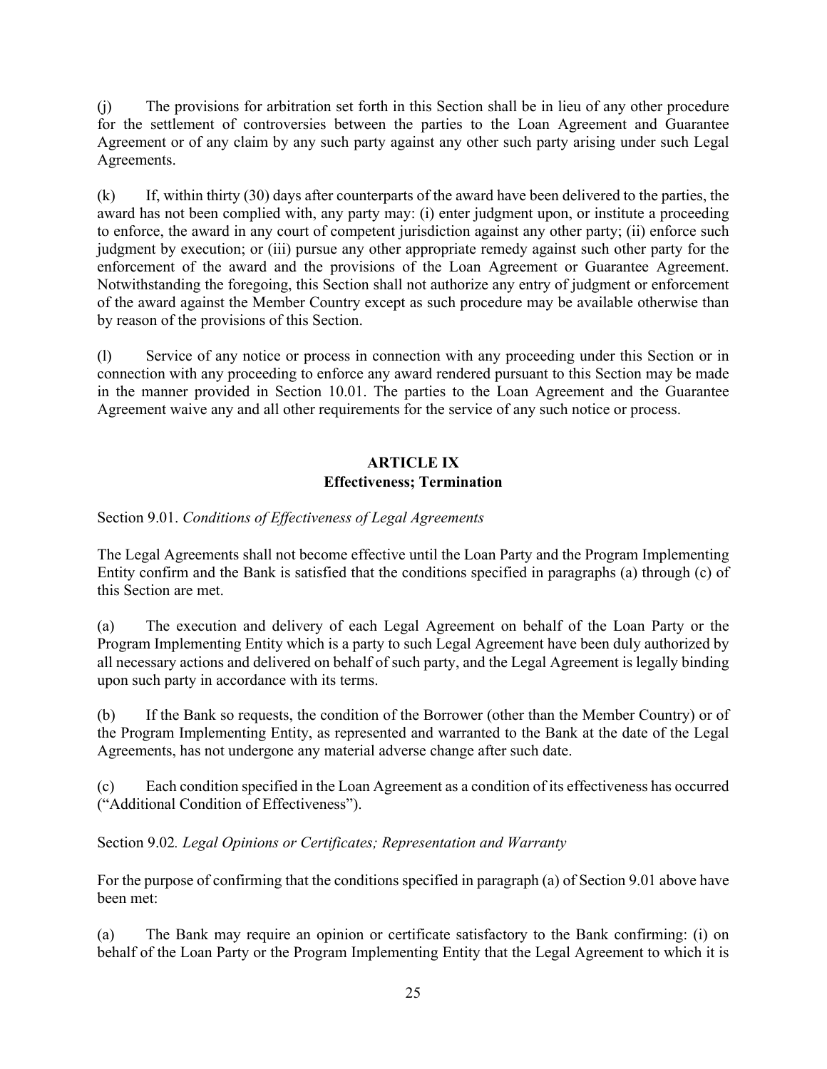(j) The provisions for arbitration set forth in this Section shall be in lieu of any other procedure for the settlement of controversies between the parties to the Loan Agreement and Guarantee Agreement or of any claim by any such party against any other such party arising under such Legal Agreements.

(k) If, within thirty (30) days after counterparts of the award have been delivered to the parties, the award has not been complied with, any party may: (i) enter judgment upon, or institute a proceeding to enforce, the award in any court of competent jurisdiction against any other party; (ii) enforce such judgment by execution; or (iii) pursue any other appropriate remedy against such other party for the enforcement of the award and the provisions of the Loan Agreement or Guarantee Agreement. Notwithstanding the foregoing, this Section shall not authorize any entry of judgment or enforcement of the award against the Member Country except as such procedure may be available otherwise than by reason of the provisions of this Section.

(l) Service of any notice or process in connection with any proceeding under this Section or in connection with any proceeding to enforce any award rendered pursuant to this Section may be made in the manner provided in Section 10.01. The parties to the Loan Agreement and the Guarantee Agreement waive any and all other requirements for the service of any such notice or process.

## ARTICLE IX
## Effectiveness; Termination

Section 9.01. *Conditions of Effectiveness of Legal Agreements*

The Legal Agreements shall not become effective until the Loan Party and the Program Implementing Entity confirm and the Bank is satisfied that the conditions specified in paragraphs (a) through (c) of this Section are met.

(a) The execution and delivery of each Legal Agreement on behalf of the Loan Party or the Program Implementing Entity which is a party to such Legal Agreement have been duly authorized by all necessary actions and delivered on behalf of such party, and the Legal Agreement is legally binding upon such party in accordance with its terms.

(b) If the Bank so requests, the condition of the Borrower (other than the Member Country) or of the Program Implementing Entity, as represented and warranted to the Bank at the date of the Legal Agreements, has not undergone any material adverse change after such date.

(c) Each condition specified in the Loan Agreement as a condition of its effectiveness has occurred ("Additional Condition of Effectiveness").

Section 9.02*. Legal Opinions or Certificates; Representation and Warranty*

For the purpose of confirming that the conditions specified in paragraph (a) of Section 9.01 above have been met:

(a) The Bank may require an opinion or certificate satisfactory to the Bank confirming: (i) on behalf of the Loan Party or the Program Implementing Entity that the Legal Agreement to which it is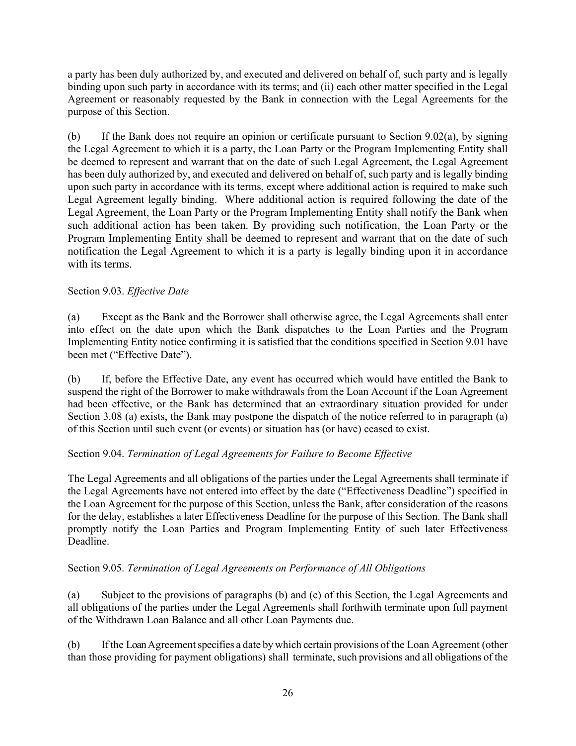a party has been duly authorized by, and executed and delivered on behalf of, such party and is legally binding upon such party in accordance with its terms; and (ii) each other matter specified in the Legal Agreement or reasonably requested by the Bank in connection with the Legal Agreements for the purpose of this Section.

(b) If the Bank does not require an opinion or certificate pursuant to Section 9.02(a), by signing the Legal Agreement to which it is a party, the Loan Party or the Program Implementing Entity shall be deemed to represent and warrant that on the date of such Legal Agreement, the Legal Agreement has been duly authorized by, and executed and delivered on behalf of, such party and is legally binding upon such party in accordance with its terms, except where additional action is required to make such Legal Agreement legally binding. Where additional action is required following the date of the Legal Agreement, the Loan Party or the Program Implementing Entity shall notify the Bank when such additional action has been taken. By providing such notification, the Loan Party or the Program Implementing Entity shall be deemed to represent and warrant that on the date of such notification the Legal Agreement to which it is a party is legally binding upon it in accordance with its terms.

Section 9.03. *Effective Date*

(a) Except as the Bank and the Borrower shall otherwise agree, the Legal Agreements shall enter into effect on the date upon which the Bank dispatches to the Loan Parties and the Program Implementing Entity notice confirming it is satisfied that the conditions specified in Section 9.01 have been met ("Effective Date").

(b) If, before the Effective Date, any event has occurred which would have entitled the Bank to suspend the right of the Borrower to make withdrawals from the Loan Account if the Loan Agreement had been effective, or the Bank has determined that an extraordinary situation provided for under Section 3.08 (a) exists, the Bank may postpone the dispatch of the notice referred to in paragraph (a) of this Section until such event (or events) or situation has (or have) ceased to exist.

Section 9.04. *Termination of Legal Agreements for Failure to Become Effective*

The Legal Agreements and all obligations of the parties under the Legal Agreements shall terminate if the Legal Agreements have not entered into effect by the date ("Effectiveness Deadline") specified in the Loan Agreement for the purpose of this Section, unless the Bank, after consideration of the reasons for the delay, establishes a later Effectiveness Deadline for the purpose of this Section. The Bank shall promptly notify the Loan Parties and Program Implementing Entity of such later Effectiveness Deadline.

Section 9.05. *Termination of Legal Agreements on Performance of All Obligations*

(a) Subject to the provisions of paragraphs (b) and (c) of this Section, the Legal Agreements and all obligations of the parties under the Legal Agreements shall forthwith terminate upon full payment of the Withdrawn Loan Balance and all other Loan Payments due.

(b) If the Loan Agreement specifies a date by which certain provisions of the Loan Agreement (other than those providing for payment obligations) shall terminate, such provisions and all obligations of the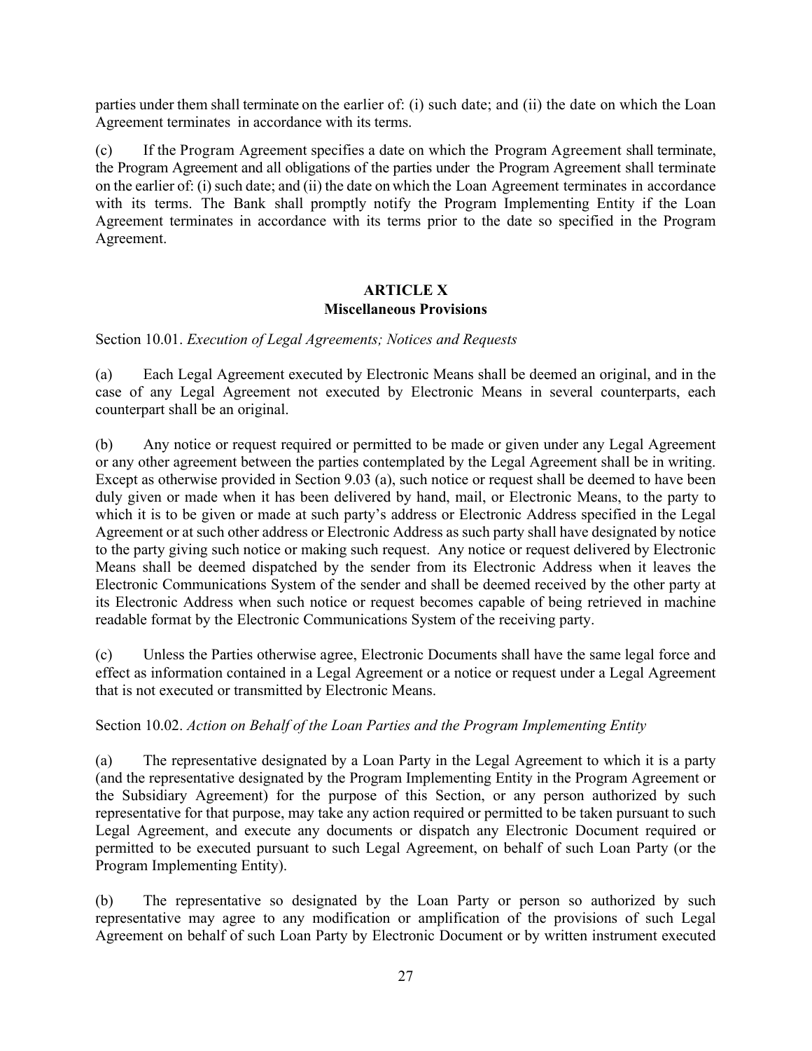parties under them shall terminate on the earlier of: (i) such date; and (ii) the date on which the Loan Agreement terminates in accordance with its terms.

(c) If the Program Agreement specifies a date on which the Program Agreement shall terminate, the Program Agreement and all obligations of the parties under the Program Agreement shall terminate on the earlier of: (i) such date; and (ii) the date on which the Loan Agreement terminates in accordance with its terms. The Bank shall promptly notify the Program Implementing Entity if the Loan Agreement terminates in accordance with its terms prior to the date so specified in the Program Agreement.

## ARTICLE X
## Miscellaneous Provisions

Section 10.01. *Execution of Legal Agreements; Notices and Requests*

(a) Each Legal Agreement executed by Electronic Means shall be deemed an original, and in the case of any Legal Agreement not executed by Electronic Means in several counterparts, each counterpart shall be an original.

(b) Any notice or request required or permitted to be made or given under any Legal Agreement or any other agreement between the parties contemplated by the Legal Agreement shall be in writing. Except as otherwise provided in Section 9.03 (a), such notice or request shall be deemed to have been duly given or made when it has been delivered by hand, mail, or Electronic Means, to the party to which it is to be given or made at such party's address or Electronic Address specified in the Legal Agreement or at such other address or Electronic Address as such party shall have designated by notice to the party giving such notice or making such request. Any notice or request delivered by Electronic Means shall be deemed dispatched by the sender from its Electronic Address when it leaves the Electronic Communications System of the sender and shall be deemed received by the other party at its Electronic Address when such notice or request becomes capable of being retrieved in machine readable format by the Electronic Communications System of the receiving party.

(c) Unless the Parties otherwise agree, Electronic Documents shall have the same legal force and effect as information contained in a Legal Agreement or a notice or request under a Legal Agreement that is not executed or transmitted by Electronic Means.

Section 10.02. *Action on Behalf of the Loan Parties and the Program Implementing Entity*

(a) The representative designated by a Loan Party in the Legal Agreement to which it is a party (and the representative designated by the Program Implementing Entity in the Program Agreement or the Subsidiary Agreement) for the purpose of this Section, or any person authorized by such representative for that purpose, may take any action required or permitted to be taken pursuant to such Legal Agreement, and execute any documents or dispatch any Electronic Document required or permitted to be executed pursuant to such Legal Agreement, on behalf of such Loan Party (or the Program Implementing Entity).

(b) The representative so designated by the Loan Party or person so authorized by such representative may agree to any modification or amplification of the provisions of such Legal Agreement on behalf of such Loan Party by Electronic Document or by written instrument executed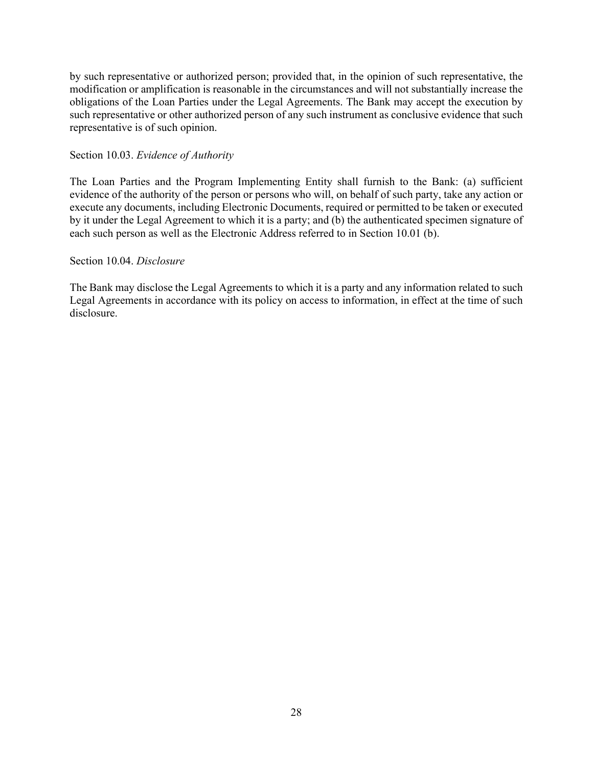by such representative or authorized person; provided that, in the opinion of such representative, the modification or amplification is reasonable in the circumstances and will not substantially increase the obligations of the Loan Parties under the Legal Agreements. The Bank may accept the execution by such representative or other authorized person of any such instrument as conclusive evidence that such representative is of such opinion.

Section 10.03. *Evidence of Authority*

The Loan Parties and the Program Implementing Entity shall furnish to the Bank: (a) sufficient evidence of the authority of the person or persons who will, on behalf of such party, take any action or execute any documents, including Electronic Documents, required or permitted to be taken or executed by it under the Legal Agreement to which it is a party; and (b) the authenticated specimen signature of each such person as well as the Electronic Address referred to in Section 10.01 (b).

Section 10.04. *Disclosure*

The Bank may disclose the Legal Agreements to which it is a party and any information related to such Legal Agreements in accordance with its policy on access to information, in effect at the time of such disclosure.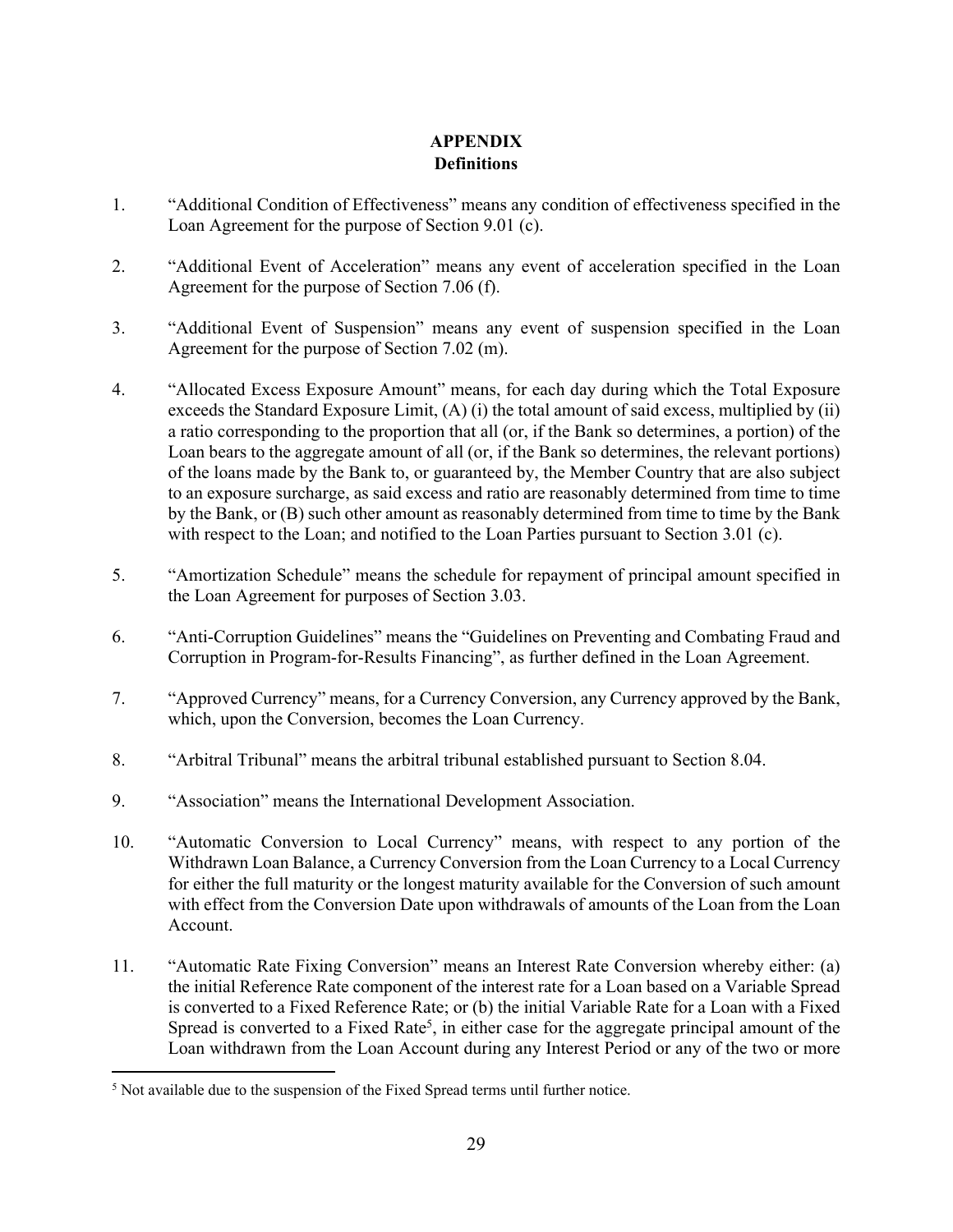# APPENDIX
## Definitions

1. "Additional Condition of Effectiveness" means any condition of effectiveness specified in the Loan Agreement for the purpose of Section 9.01 (c).

2. "Additional Event of Acceleration" means any event of acceleration specified in the Loan Agreement for the purpose of Section 7.06 (f).

3. "Additional Event of Suspension" means any event of suspension specified in the Loan Agreement for the purpose of Section 7.02 (m).

4. "Allocated Excess Exposure Amount" means, for each day during which the Total Exposure exceeds the Standard Exposure Limit, (A) (i) the total amount of said excess, multiplied by (ii) a ratio corresponding to the proportion that all (or, if the Bank so determines, a portion) of the Loan bears to the aggregate amount of all (or, if the Bank so determines, the relevant portions) of the loans made by the Bank to, or guaranteed by, the Member Country that are also subject to an exposure surcharge, as said excess and ratio are reasonably determined from time to time by the Bank, or (B) such other amount as reasonably determined from time to time by the Bank with respect to the Loan; and notified to the Loan Parties pursuant to Section 3.01 (c).

5. "Amortization Schedule" means the schedule for repayment of principal amount specified in the Loan Agreement for purposes of Section 3.03.

6. "Anti-Corruption Guidelines" means the "Guidelines on Preventing and Combating Fraud and Corruption in Program-for-Results Financing", as further defined in the Loan Agreement.

7. "Approved Currency" means, for a Currency Conversion, any Currency approved by the Bank, which, upon the Conversion, becomes the Loan Currency.

8. "Arbitral Tribunal" means the arbitral tribunal established pursuant to Section 8.04.

9. "Association" means the International Development Association.

10. "Automatic Conversion to Local Currency" means, with respect to any portion of the Withdrawn Loan Balance, a Currency Conversion from the Loan Currency to a Local Currency for either the full maturity or the longest maturity available for the Conversion of such amount with effect from the Conversion Date upon withdrawals of amounts of the Loan from the Loan Account.

11. "Automatic Rate Fixing Conversion" means an Interest Rate Conversion whereby either: (a) the initial Reference Rate component of the interest rate for a Loan based on a Variable Spread is converted to a Fixed Reference Rate; or (b) the initial Variable Rate for a Loan with a Fixed Spread is converted to a Fixed Rate[5], in either case for the aggregate principal amount of the Loan withdrawn from the Loan Account during any Interest Period or any of the two or more

[5] Not available due to the suspension of the Fixed Spread terms until further notice.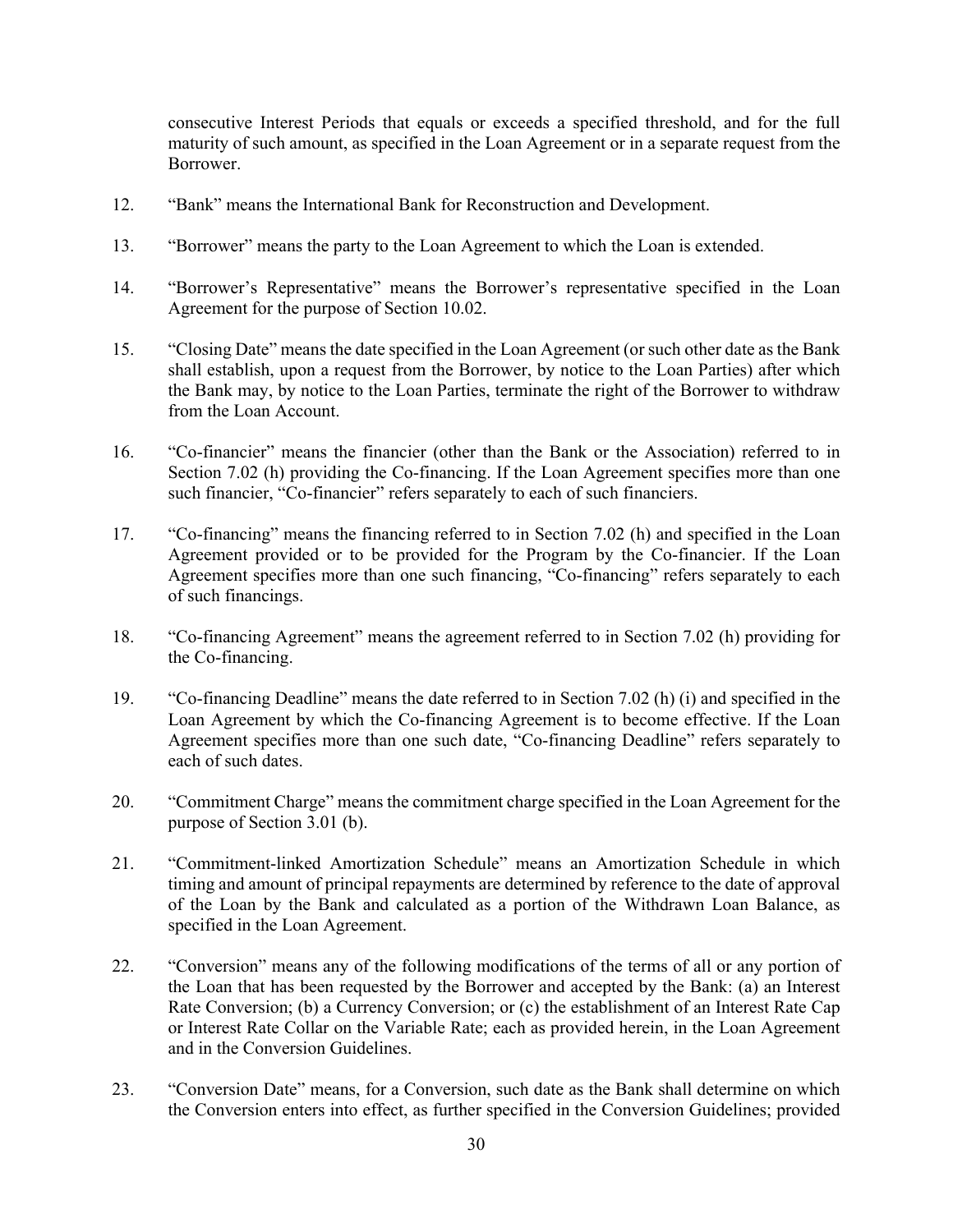consecutive Interest Periods that equals or exceeds a specified threshold, and for the full maturity of such amount, as specified in the Loan Agreement or in a separate request from the Borrower.

12. "Bank" means the International Bank for Reconstruction and Development.

13. "Borrower" means the party to the Loan Agreement to which the Loan is extended.

14. "Borrower's Representative" means the Borrower's representative specified in the Loan Agreement for the purpose of Section 10.02.

15. "Closing Date" means the date specified in the Loan Agreement (or such other date as the Bank shall establish, upon a request from the Borrower, by notice to the Loan Parties) after which the Bank may, by notice to the Loan Parties, terminate the right of the Borrower to withdraw from the Loan Account.

16. "Co-financier" means the financier (other than the Bank or the Association) referred to in Section 7.02 (h) providing the Co-financing. If the Loan Agreement specifies more than one such financier, "Co-financier" refers separately to each of such financiers.

17. "Co-financing" means the financing referred to in Section 7.02 (h) and specified in the Loan Agreement provided or to be provided for the Program by the Co-financier. If the Loan Agreement specifies more than one such financing, "Co-financing" refers separately to each of such financings.

18. "Co-financing Agreement" means the agreement referred to in Section 7.02 (h) providing for the Co-financing.

19. "Co-financing Deadline" means the date referred to in Section 7.02 (h) (i) and specified in the Loan Agreement by which the Co-financing Agreement is to become effective. If the Loan Agreement specifies more than one such date, "Co-financing Deadline" refers separately to each of such dates.

20. "Commitment Charge" means the commitment charge specified in the Loan Agreement for the purpose of Section 3.01 (b).

21. "Commitment-linked Amortization Schedule" means an Amortization Schedule in which timing and amount of principal repayments are determined by reference to the date of approval of the Loan by the Bank and calculated as a portion of the Withdrawn Loan Balance, as specified in the Loan Agreement.

22. "Conversion" means any of the following modifications of the terms of all or any portion of the Loan that has been requested by the Borrower and accepted by the Bank: (a) an Interest Rate Conversion; (b) a Currency Conversion; or (c) the establishment of an Interest Rate Cap or Interest Rate Collar on the Variable Rate; each as provided herein, in the Loan Agreement and in the Conversion Guidelines.

23. "Conversion Date" means, for a Conversion, such date as the Bank shall determine on which the Conversion enters into effect, as further specified in the Conversion Guidelines; provided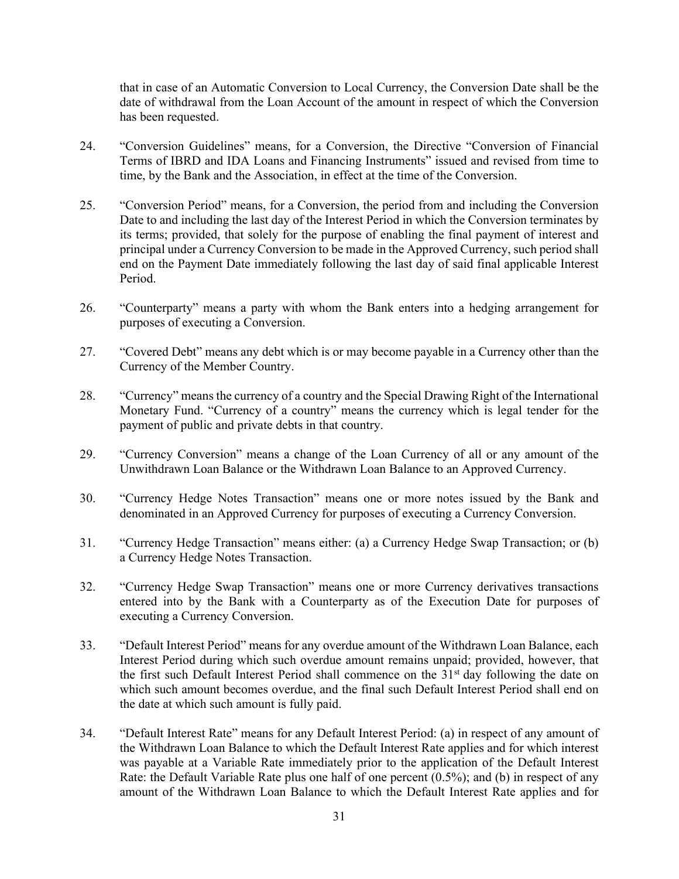that in case of an Automatic Conversion to Local Currency, the Conversion Date shall be the date of withdrawal from the Loan Account of the amount in respect of which the Conversion has been requested.

24. "Conversion Guidelines" means, for a Conversion, the Directive "Conversion of Financial Terms of IBRD and IDA Loans and Financing Instruments" issued and revised from time to time, by the Bank and the Association, in effect at the time of the Conversion.

25. "Conversion Period" means, for a Conversion, the period from and including the Conversion Date to and including the last day of the Interest Period in which the Conversion terminates by its terms; provided, that solely for the purpose of enabling the final payment of interest and principal under a Currency Conversion to be made in the Approved Currency, such period shall end on the Payment Date immediately following the last day of said final applicable Interest Period.

26. "Counterparty" means a party with whom the Bank enters into a hedging arrangement for purposes of executing a Conversion.

27. "Covered Debt" means any debt which is or may become payable in a Currency other than the Currency of the Member Country.

28. "Currency" means the currency of a country and the Special Drawing Right of the International Monetary Fund. "Currency of a country" means the currency which is legal tender for the payment of public and private debts in that country.

29. "Currency Conversion" means a change of the Loan Currency of all or any amount of the Unwithdrawn Loan Balance or the Withdrawn Loan Balance to an Approved Currency.

30. "Currency Hedge Notes Transaction" means one or more notes issued by the Bank and denominated in an Approved Currency for purposes of executing a Currency Conversion.

31. "Currency Hedge Transaction" means either: (a) a Currency Hedge Swap Transaction; or (b) a Currency Hedge Notes Transaction.

32. "Currency Hedge Swap Transaction" means one or more Currency derivatives transactions entered into by the Bank with a Counterparty as of the Execution Date for purposes of executing a Currency Conversion.

33. "Default Interest Period" means for any overdue amount of the Withdrawn Loan Balance, each Interest Period during which such overdue amount remains unpaid; provided, however, that the first such Default Interest Period shall commence on the 31st day following the date on which such amount becomes overdue, and the final such Default Interest Period shall end on the date at which such amount is fully paid.

34. "Default Interest Rate" means for any Default Interest Period: (a) in respect of any amount of the Withdrawn Loan Balance to which the Default Interest Rate applies and for which interest was payable at a Variable Rate immediately prior to the application of the Default Interest Rate: the Default Variable Rate plus one half of one percent (0.5%); and (b) in respect of any amount of the Withdrawn Loan Balance to which the Default Interest Rate applies and for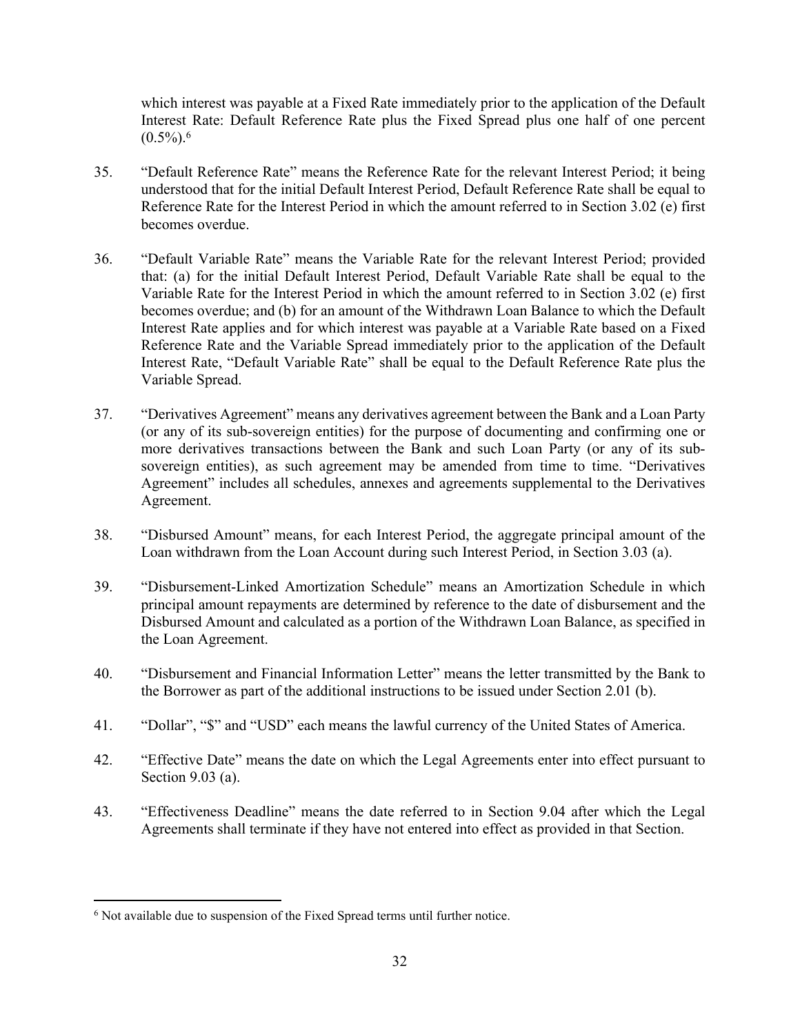which interest was payable at a Fixed Rate immediately prior to the application of the Default Interest Rate: Default Reference Rate plus the Fixed Spread plus one half of one percent (0.5%).[6]

35. "Default Reference Rate" means the Reference Rate for the relevant Interest Period; it being understood that for the initial Default Interest Period, Default Reference Rate shall be equal to Reference Rate for the Interest Period in which the amount referred to in Section 3.02 (e) first becomes overdue.

36. "Default Variable Rate" means the Variable Rate for the relevant Interest Period; provided that: (a) for the initial Default Interest Period, Default Variable Rate shall be equal to the Variable Rate for the Interest Period in which the amount referred to in Section 3.02 (e) first becomes overdue; and (b) for an amount of the Withdrawn Loan Balance to which the Default Interest Rate applies and for which interest was payable at a Variable Rate based on a Fixed Reference Rate and the Variable Spread immediately prior to the application of the Default Interest Rate, "Default Variable Rate" shall be equal to the Default Reference Rate plus the Variable Spread.

37. "Derivatives Agreement" means any derivatives agreement between the Bank and a Loan Party (or any of its sub-sovereign entities) for the purpose of documenting and confirming one or more derivatives transactions between the Bank and such Loan Party (or any of its sub-sovereign entities), as such agreement may be amended from time to time. "Derivatives Agreement" includes all schedules, annexes and agreements supplemental to the Derivatives Agreement.

38. "Disbursed Amount" means, for each Interest Period, the aggregate principal amount of the Loan withdrawn from the Loan Account during such Interest Period, in Section 3.03 (a).

39. "Disbursement-Linked Amortization Schedule" means an Amortization Schedule in which principal amount repayments are determined by reference to the date of disbursement and the Disbursed Amount and calculated as a portion of the Withdrawn Loan Balance, as specified in the Loan Agreement.

40. "Disbursement and Financial Information Letter" means the letter transmitted by the Bank to the Borrower as part of the additional instructions to be issued under Section 2.01 (b).

41. "Dollar", "$" and "USD" each means the lawful currency of the United States of America.

42. "Effective Date" means the date on which the Legal Agreements enter into effect pursuant to Section 9.03 (a).

43. "Effectiveness Deadline" means the date referred to in Section 9.04 after which the Legal Agreements shall terminate if they have not entered into effect as provided in that Section.

---

[6] Not available due to suspension of the Fixed Spread terms until further notice.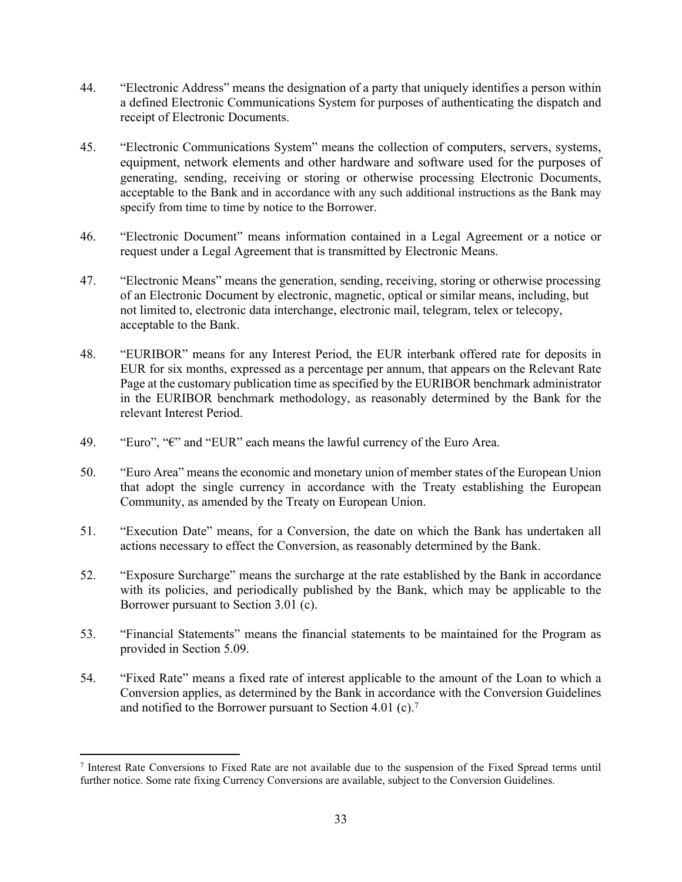44. "Electronic Address" means the designation of a party that uniquely identifies a person within a defined Electronic Communications System for purposes of authenticating the dispatch and receipt of Electronic Documents.

45. "Electronic Communications System" means the collection of computers, servers, systems, equipment, network elements and other hardware and software used for the purposes of generating, sending, receiving or storing or otherwise processing Electronic Documents, acceptable to the Bank and in accordance with any such additional instructions as the Bank may specify from time to time by notice to the Borrower.

46. "Electronic Document" means information contained in a Legal Agreement or a notice or request under a Legal Agreement that is transmitted by Electronic Means.

47. "Electronic Means" means the generation, sending, receiving, storing or otherwise processing of an Electronic Document by electronic, magnetic, optical or similar means, including, but not limited to, electronic data interchange, electronic mail, telegram, telex or telecopy, acceptable to the Bank.

48. "EURIBOR" means for any Interest Period, the EUR interbank offered rate for deposits in EUR for six months, expressed as a percentage per annum, that appears on the Relevant Rate Page at the customary publication time as specified by the EURIBOR benchmark administrator in the EURIBOR benchmark methodology, as reasonably determined by the Bank for the relevant Interest Period.

49. "Euro", "€" and "EUR" each means the lawful currency of the Euro Area.

50. "Euro Area" means the economic and monetary union of member states of the European Union that adopt the single currency in accordance with the Treaty establishing the European Community, as amended by the Treaty on European Union.

51. "Execution Date" means, for a Conversion, the date on which the Bank has undertaken all actions necessary to effect the Conversion, as reasonably determined by the Bank.

52. "Exposure Surcharge" means the surcharge at the rate established by the Bank in accordance with its policies, and periodically published by the Bank, which may be applicable to the Borrower pursuant to Section 3.01 (c).

53. "Financial Statements" means the financial statements to be maintained for the Program as provided in Section 5.09.

54. "Fixed Rate" means a fixed rate of interest applicable to the amount of the Loan to which a Conversion applies, as determined by the Bank in accordance with the Conversion Guidelines and notified to the Borrower pursuant to Section 4.01 (c).[7]

---

[7] Interest Rate Conversions to Fixed Rate are not available due to the suspension of the Fixed Spread terms until further notice. Some rate fixing Currency Conversions are available, subject to the Conversion Guidelines.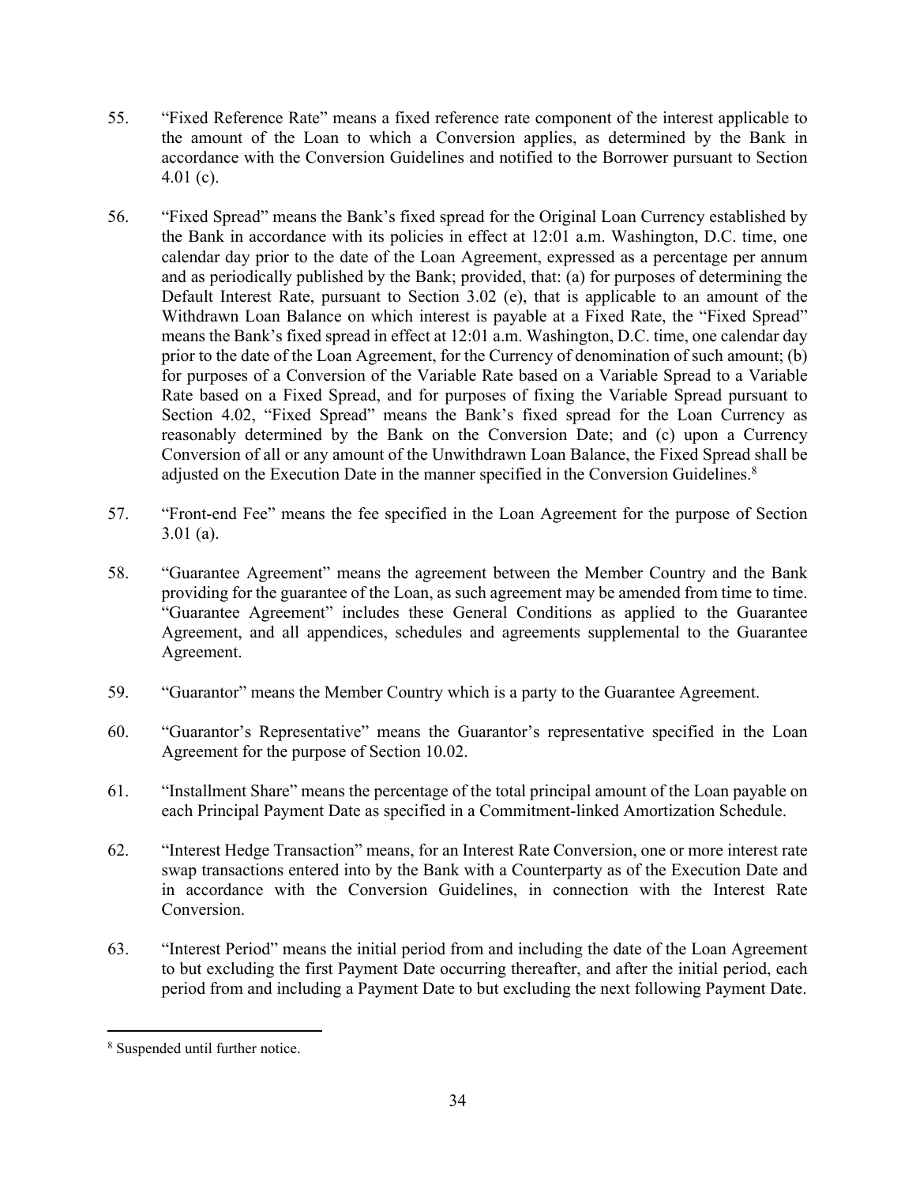55. "Fixed Reference Rate" means a fixed reference rate component of the interest applicable to the amount of the Loan to which a Conversion applies, as determined by the Bank in accordance with the Conversion Guidelines and notified to the Borrower pursuant to Section 4.01 (c).

56. "Fixed Spread" means the Bank's fixed spread for the Original Loan Currency established by the Bank in accordance with its policies in effect at 12:01 a.m. Washington, D.C. time, one calendar day prior to the date of the Loan Agreement, expressed as a percentage per annum and as periodically published by the Bank; provided, that: (a) for purposes of determining the Default Interest Rate, pursuant to Section 3.02 (e), that is applicable to an amount of the Withdrawn Loan Balance on which interest is payable at a Fixed Rate, the "Fixed Spread" means the Bank's fixed spread in effect at 12:01 a.m. Washington, D.C. time, one calendar day prior to the date of the Loan Agreement, for the Currency of denomination of such amount; (b) for purposes of a Conversion of the Variable Rate based on a Variable Spread to a Variable Rate based on a Fixed Spread, and for purposes of fixing the Variable Spread pursuant to Section 4.02, "Fixed Spread" means the Bank's fixed spread for the Loan Currency as reasonably determined by the Bank on the Conversion Date; and (c) upon a Currency Conversion of all or any amount of the Unwithdrawn Loan Balance, the Fixed Spread shall be adjusted on the Execution Date in the manner specified in the Conversion Guidelines.[8]

57. "Front-end Fee" means the fee specified in the Loan Agreement for the purpose of Section 3.01 (a).

58. "Guarantee Agreement" means the agreement between the Member Country and the Bank providing for the guarantee of the Loan, as such agreement may be amended from time to time. "Guarantee Agreement" includes these General Conditions as applied to the Guarantee Agreement, and all appendices, schedules and agreements supplemental to the Guarantee Agreement.

59. "Guarantor" means the Member Country which is a party to the Guarantee Agreement.

60. "Guarantor's Representative" means the Guarantor's representative specified in the Loan Agreement for the purpose of Section 10.02.

61. "Installment Share" means the percentage of the total principal amount of the Loan payable on each Principal Payment Date as specified in a Commitment-linked Amortization Schedule.

62. "Interest Hedge Transaction" means, for an Interest Rate Conversion, one or more interest rate swap transactions entered into by the Bank with a Counterparty as of the Execution Date and in accordance with the Conversion Guidelines, in connection with the Interest Rate Conversion.

63. "Interest Period" means the initial period from and including the date of the Loan Agreement to but excluding the first Payment Date occurring thereafter, and after the initial period, each period from and including a Payment Date to but excluding the next following Payment Date.

---

[8] Suspended until further notice.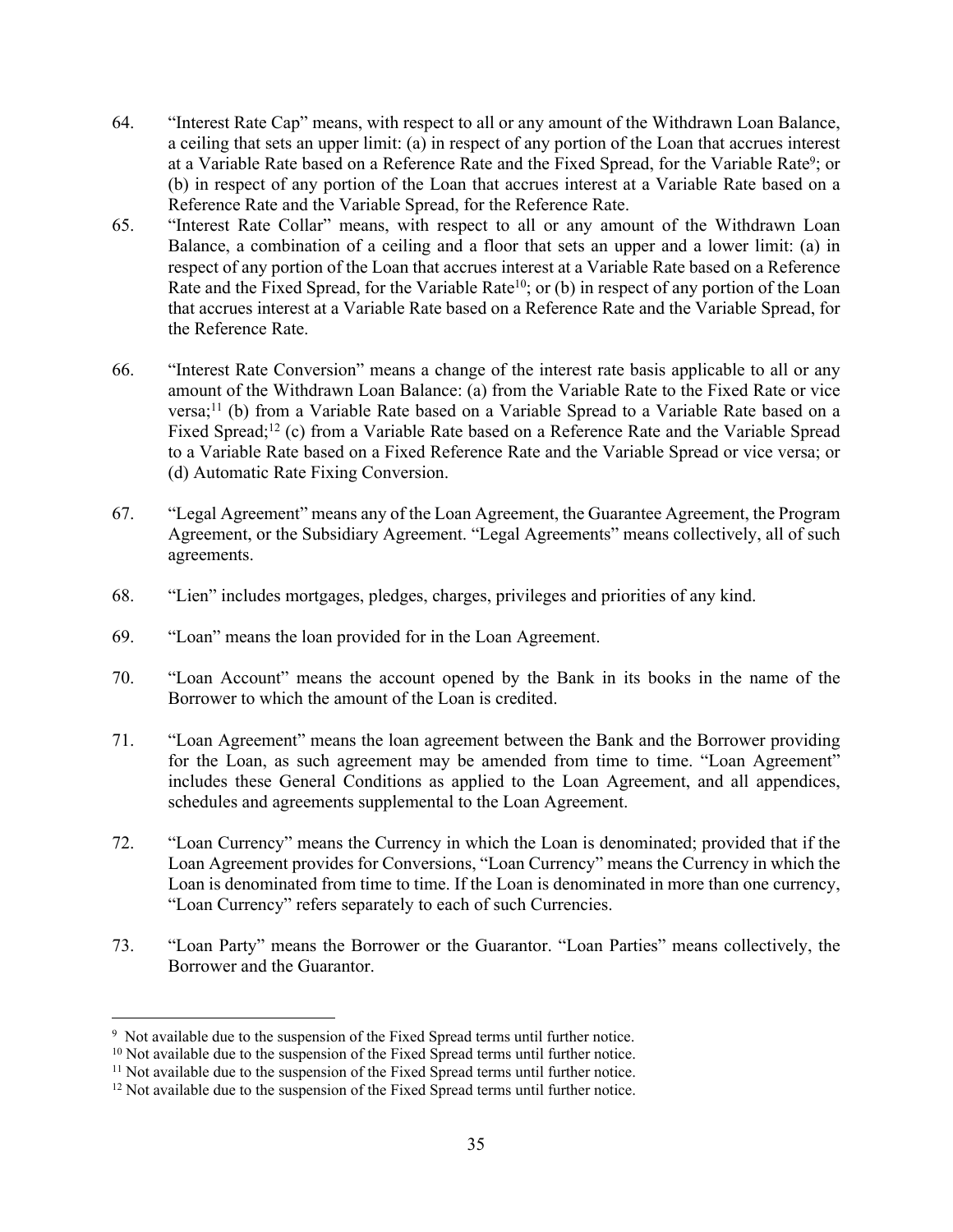64. "Interest Rate Cap" means, with respect to all or any amount of the Withdrawn Loan Balance, a ceiling that sets an upper limit: (a) in respect of any portion of the Loan that accrues interest at a Variable Rate based on a Reference Rate and the Fixed Spread, for the Variable Rate[9]; or (b) in respect of any portion of the Loan that accrues interest at a Variable Rate based on a Reference Rate and the Variable Spread, for the Reference Rate.

65. "Interest Rate Collar" means, with respect to all or any amount of the Withdrawn Loan Balance, a combination of a ceiling and a floor that sets an upper and a lower limit: (a) in respect of any portion of the Loan that accrues interest at a Variable Rate based on a Reference Rate and the Fixed Spread, for the Variable Rate[10]; or (b) in respect of any portion of the Loan that accrues interest at a Variable Rate based on a Reference Rate and the Variable Spread, for the Reference Rate.

66. "Interest Rate Conversion" means a change of the interest rate basis applicable to all or any amount of the Withdrawn Loan Balance: (a) from the Variable Rate to the Fixed Rate or vice versa;[11] (b) from a Variable Rate based on a Variable Spread to a Variable Rate based on a Fixed Spread;[12] (c) from a Variable Rate based on a Reference Rate and the Variable Spread to a Variable Rate based on a Fixed Reference Rate and the Variable Spread or vice versa; or (d) Automatic Rate Fixing Conversion.

67. "Legal Agreement" means any of the Loan Agreement, the Guarantee Agreement, the Program Agreement, or the Subsidiary Agreement. "Legal Agreements" means collectively, all of such agreements.

68. "Lien" includes mortgages, pledges, charges, privileges and priorities of any kind.

69. "Loan" means the loan provided for in the Loan Agreement.

70. "Loan Account" means the account opened by the Bank in its books in the name of the Borrower to which the amount of the Loan is credited.

71. "Loan Agreement" means the loan agreement between the Bank and the Borrower providing for the Loan, as such agreement may be amended from time to time. "Loan Agreement" includes these General Conditions as applied to the Loan Agreement, and all appendices, schedules and agreements supplemental to the Loan Agreement.

72. "Loan Currency" means the Currency in which the Loan is denominated; provided that if the Loan Agreement provides for Conversions, "Loan Currency" means the Currency in which the Loan is denominated from time to time. If the Loan is denominated in more than one currency, "Loan Currency" refers separately to each of such Currencies.

73. "Loan Party" means the Borrower or the Guarantor. "Loan Parties" means collectively, the Borrower and the Guarantor.

---

[9] Not available due to the suspension of the Fixed Spread terms until further notice.
[10] Not available due to the suspension of the Fixed Spread terms until further notice.
[11] Not available due to the suspension of the Fixed Spread terms until further notice.
[12] Not available due to the suspension of the Fixed Spread terms until further notice.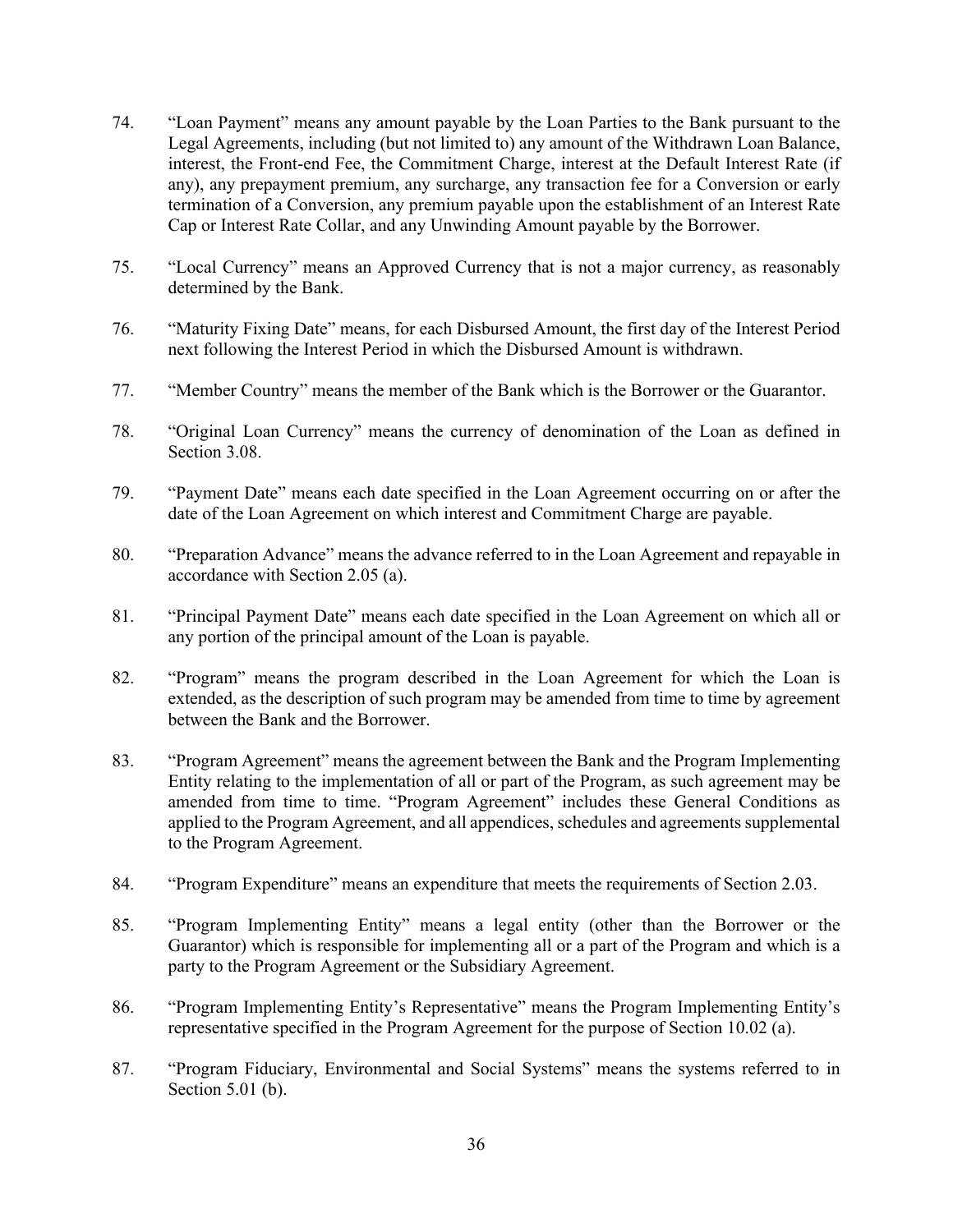74. “Loan Payment” means any amount payable by the Loan Parties to the Bank pursuant to the Legal Agreements, including (but not limited to) any amount of the Withdrawn Loan Balance, interest, the Front-end Fee, the Commitment Charge, interest at the Default Interest Rate (if any), any prepayment premium, any surcharge, any transaction fee for a Conversion or early termination of a Conversion, any premium payable upon the establishment of an Interest Rate Cap or Interest Rate Collar, and any Unwinding Amount payable by the Borrower.

75. “Local Currency” means an Approved Currency that is not a major currency, as reasonably determined by the Bank.

76. “Maturity Fixing Date” means, for each Disbursed Amount, the first day of the Interest Period next following the Interest Period in which the Disbursed Amount is withdrawn.

77. “Member Country” means the member of the Bank which is the Borrower or the Guarantor.

78. “Original Loan Currency” means the currency of denomination of the Loan as defined in Section 3.08.

79. “Payment Date” means each date specified in the Loan Agreement occurring on or after the date of the Loan Agreement on which interest and Commitment Charge are payable.

80. “Preparation Advance” means the advance referred to in the Loan Agreement and repayable in accordance with Section 2.05 (a).

81. “Principal Payment Date” means each date specified in the Loan Agreement on which all or any portion of the principal amount of the Loan is payable.

82. “Program” means the program described in the Loan Agreement for which the Loan is extended, as the description of such program may be amended from time to time by agreement between the Bank and the Borrower.

83. “Program Agreement” means the agreement between the Bank and the Program Implementing Entity relating to the implementation of all or part of the Program, as such agreement may be amended from time to time. “Program Agreement” includes these General Conditions as applied to the Program Agreement, and all appendices, schedules and agreements supplemental to the Program Agreement.

84. “Program Expenditure” means an expenditure that meets the requirements of Section 2.03.

85. “Program Implementing Entity” means a legal entity (other than the Borrower or the Guarantor) which is responsible for implementing all or a part of the Program and which is a party to the Program Agreement or the Subsidiary Agreement.

86. “Program Implementing Entity’s Representative” means the Program Implementing Entity’s representative specified in the Program Agreement for the purpose of Section 10.02 (a).

87. “Program Fiduciary, Environmental and Social Systems” means the systems referred to in Section 5.01 (b).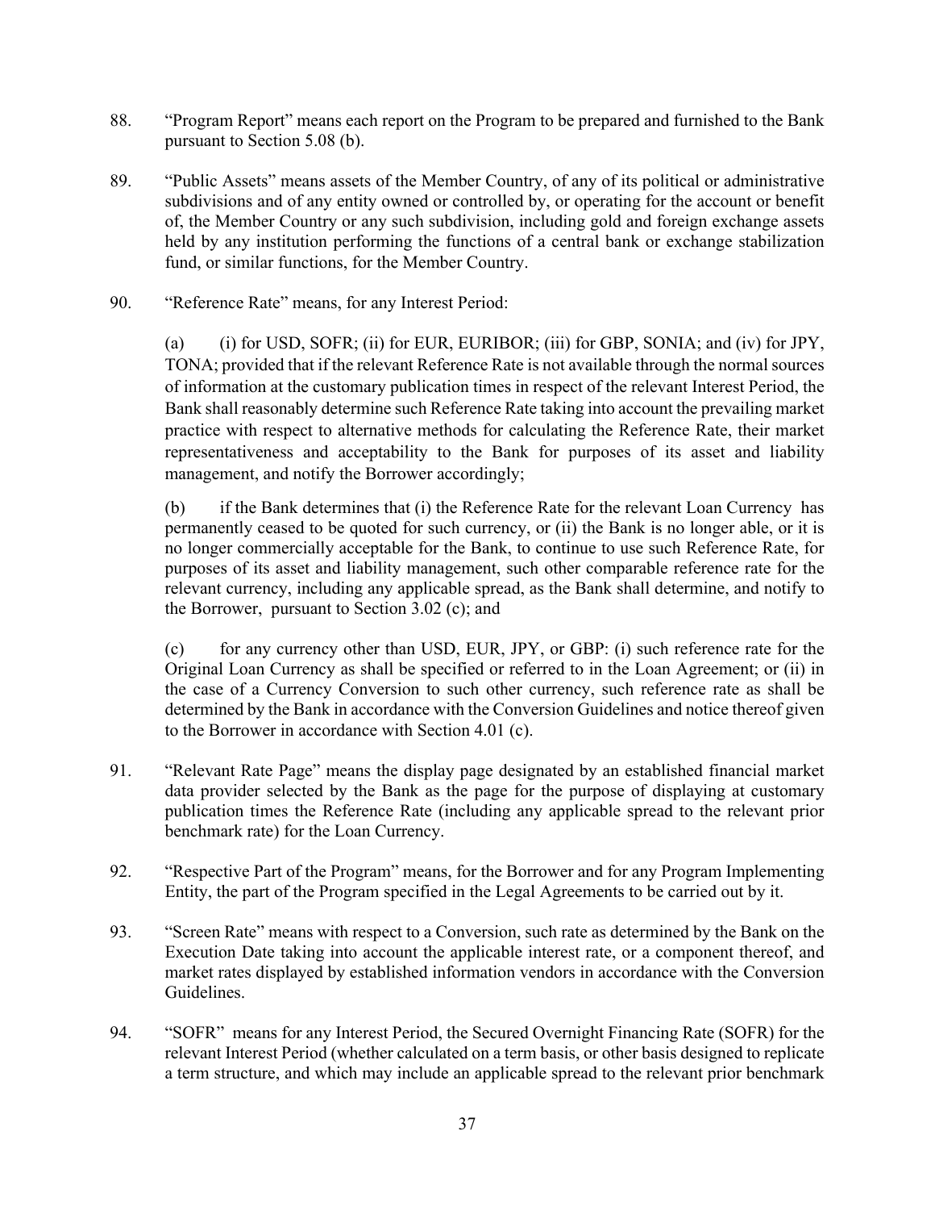88. "Program Report" means each report on the Program to be prepared and furnished to the Bank pursuant to Section 5.08 (b).

89. "Public Assets" means assets of the Member Country, of any of its political or administrative subdivisions and of any entity owned or controlled by, or operating for the account or benefit of, the Member Country or any such subdivision, including gold and foreign exchange assets held by any institution performing the functions of a central bank or exchange stabilization fund, or similar functions, for the Member Country.

90. "Reference Rate" means, for any Interest Period:

    (a) (i) for USD, SOFR; (ii) for EUR, EURIBOR; (iii) for GBP, SONIA; and (iv) for JPY, TONA; provided that if the relevant Reference Rate is not available through the normal sources of information at the customary publication times in respect of the relevant Interest Period, the Bank shall reasonably determine such Reference Rate taking into account the prevailing market practice with respect to alternative methods for calculating the Reference Rate, their market representativeness and acceptability to the Bank for purposes of its asset and liability management, and notify the Borrower accordingly;

    (b) if the Bank determines that (i) the Reference Rate for the relevant Loan Currency has permanently ceased to be quoted for such currency, or (ii) the Bank is no longer able, or it is no longer commercially acceptable for the Bank, to continue to use such Reference Rate, for purposes of its asset and liability management, such other comparable reference rate for the relevant currency, including any applicable spread, as the Bank shall determine, and notify to the Borrower, pursuant to Section 3.02 (c); and

    (c) for any currency other than USD, EUR, JPY, or GBP: (i) such reference rate for the Original Loan Currency as shall be specified or referred to in the Loan Agreement; or (ii) in the case of a Currency Conversion to such other currency, such reference rate as shall be determined by the Bank in accordance with the Conversion Guidelines and notice thereof given to the Borrower in accordance with Section 4.01 (c).

91. "Relevant Rate Page" means the display page designated by an established financial market data provider selected by the Bank as the page for the purpose of displaying at customary publication times the Reference Rate (including any applicable spread to the relevant prior benchmark rate) for the Loan Currency.

92. "Respective Part of the Program" means, for the Borrower and for any Program Implementing Entity, the part of the Program specified in the Legal Agreements to be carried out by it.

93. "Screen Rate" means with respect to a Conversion, such rate as determined by the Bank on the Execution Date taking into account the applicable interest rate, or a component thereof, and market rates displayed by established information vendors in accordance with the Conversion Guidelines.

94. "SOFR" means for any Interest Period, the Secured Overnight Financing Rate (SOFR) for the relevant Interest Period (whether calculated on a term basis, or other basis designed to replicate a term structure, and which may include an applicable spread to the relevant prior benchmark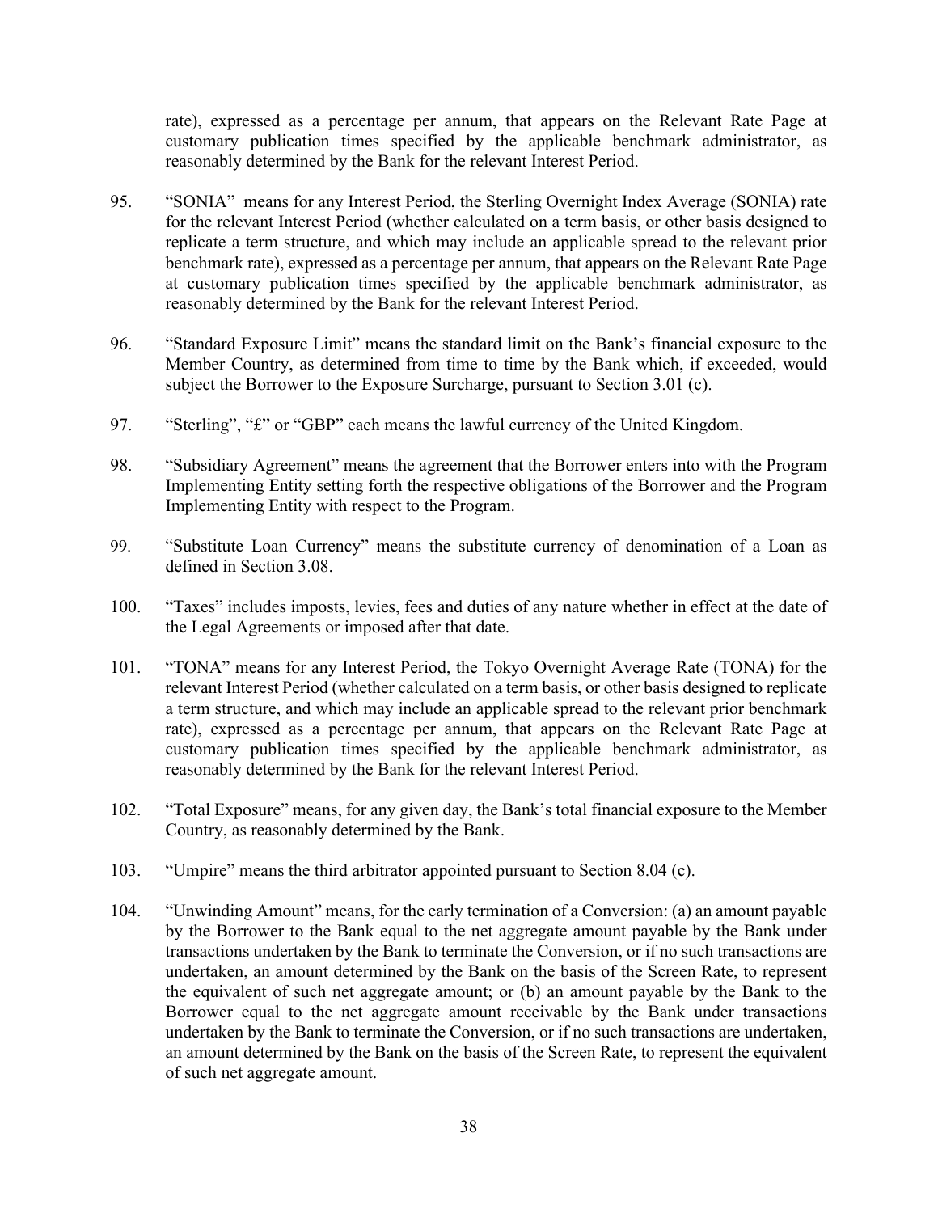rate), expressed as a percentage per annum, that appears on the Relevant Rate Page at customary publication times specified by the applicable benchmark administrator, as reasonably determined by the Bank for the relevant Interest Period.

95. "SONIA" means for any Interest Period, the Sterling Overnight Index Average (SONIA) rate for the relevant Interest Period (whether calculated on a term basis, or other basis designed to replicate a term structure, and which may include an applicable spread to the relevant prior benchmark rate), expressed as a percentage per annum, that appears on the Relevant Rate Page at customary publication times specified by the applicable benchmark administrator, as reasonably determined by the Bank for the relevant Interest Period.

96. "Standard Exposure Limit" means the standard limit on the Bank's financial exposure to the Member Country, as determined from time to time by the Bank which, if exceeded, would subject the Borrower to the Exposure Surcharge, pursuant to Section 3.01 (c).

97. "Sterling", "£" or "GBP" each means the lawful currency of the United Kingdom.

98. "Subsidiary Agreement" means the agreement that the Borrower enters into with the Program Implementing Entity setting forth the respective obligations of the Borrower and the Program Implementing Entity with respect to the Program.

99. "Substitute Loan Currency" means the substitute currency of denomination of a Loan as defined in Section 3.08.

100. "Taxes" includes imposts, levies, fees and duties of any nature whether in effect at the date of the Legal Agreements or imposed after that date.

101. "TONA" means for any Interest Period, the Tokyo Overnight Average Rate (TONA) for the relevant Interest Period (whether calculated on a term basis, or other basis designed to replicate a term structure, and which may include an applicable spread to the relevant prior benchmark rate), expressed as a percentage per annum, that appears on the Relevant Rate Page at customary publication times specified by the applicable benchmark administrator, as reasonably determined by the Bank for the relevant Interest Period.

102. "Total Exposure" means, for any given day, the Bank's total financial exposure to the Member Country, as reasonably determined by the Bank.

103. "Umpire" means the third arbitrator appointed pursuant to Section 8.04 (c).

104. "Unwinding Amount" means, for the early termination of a Conversion: (a) an amount payable by the Borrower to the Bank equal to the net aggregate amount payable by the Bank under transactions undertaken by the Bank to terminate the Conversion, or if no such transactions are undertaken, an amount determined by the Bank on the basis of the Screen Rate, to represent the equivalent of such net aggregate amount; or (b) an amount payable by the Bank to the Borrower equal to the net aggregate amount receivable by the Bank under transactions undertaken by the Bank to terminate the Conversion, or if no such transactions are undertaken, an amount determined by the Bank on the basis of the Screen Rate, to represent the equivalent of such net aggregate amount.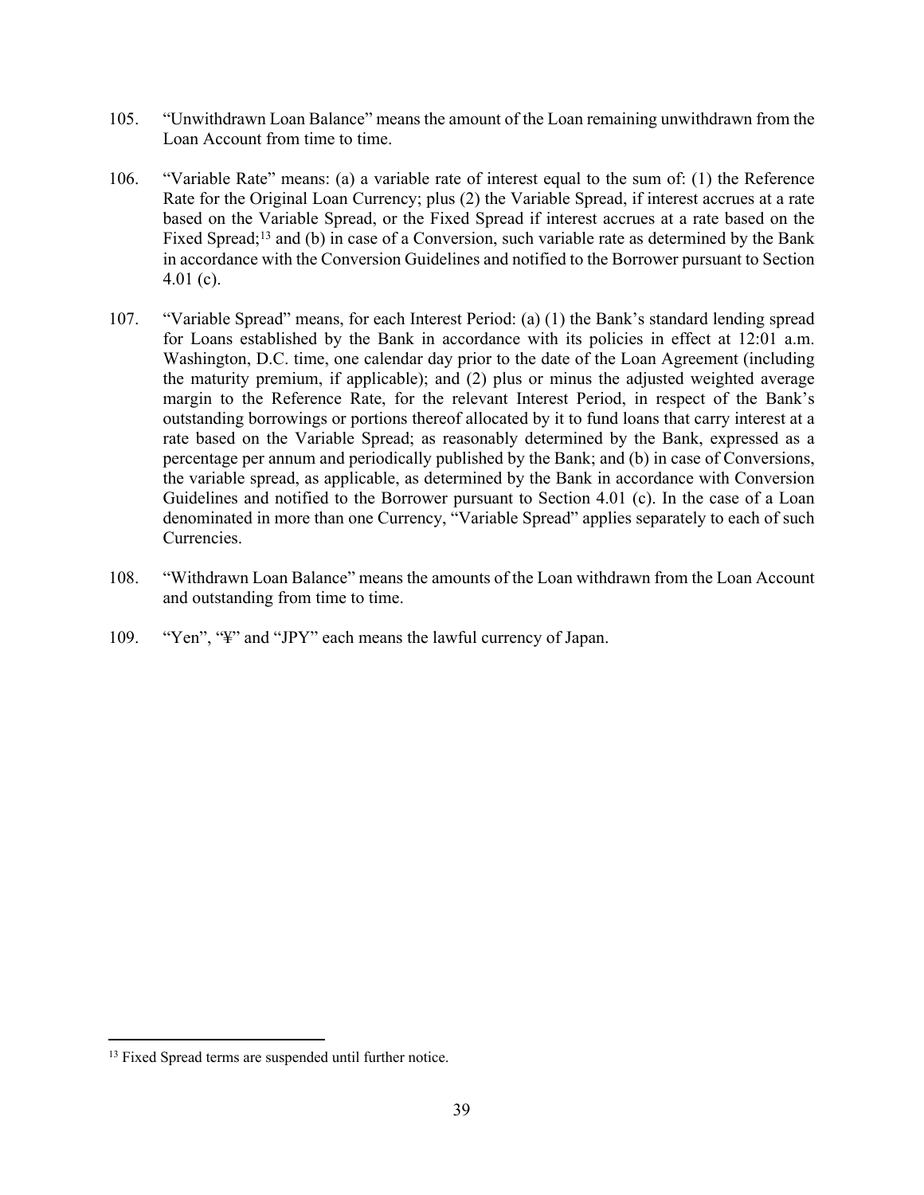105. "Unwithdrawn Loan Balance" means the amount of the Loan remaining unwithdrawn from the Loan Account from time to time.

106. "Variable Rate" means: (a) a variable rate of interest equal to the sum of: (1) the Reference Rate for the Original Loan Currency; plus (2) the Variable Spread, if interest accrues at a rate based on the Variable Spread, or the Fixed Spread if interest accrues at a rate based on the Fixed Spread;[13] and (b) in case of a Conversion, such variable rate as determined by the Bank in accordance with the Conversion Guidelines and notified to the Borrower pursuant to Section 4.01 (c).

107. "Variable Spread" means, for each Interest Period: (a) (1) the Bank's standard lending spread for Loans established by the Bank in accordance with its policies in effect at 12:01 a.m. Washington, D.C. time, one calendar day prior to the date of the Loan Agreement (including the maturity premium, if applicable); and (2) plus or minus the adjusted weighted average margin to the Reference Rate, for the relevant Interest Period, in respect of the Bank's outstanding borrowings or portions thereof allocated by it to fund loans that carry interest at a rate based on the Variable Spread; as reasonably determined by the Bank, expressed as a percentage per annum and periodically published by the Bank; and (b) in case of Conversions, the variable spread, as applicable, as determined by the Bank in accordance with Conversion Guidelines and notified to the Borrower pursuant to Section 4.01 (c). In the case of a Loan denominated in more than one Currency, "Variable Spread" applies separately to each of such Currencies.

108. "Withdrawn Loan Balance" means the amounts of the Loan withdrawn from the Loan Account and outstanding from time to time.

109. "Yen", "¥" and "JPY" each means the lawful currency of Japan.

---

[13] Fixed Spread terms are suspended until further notice.